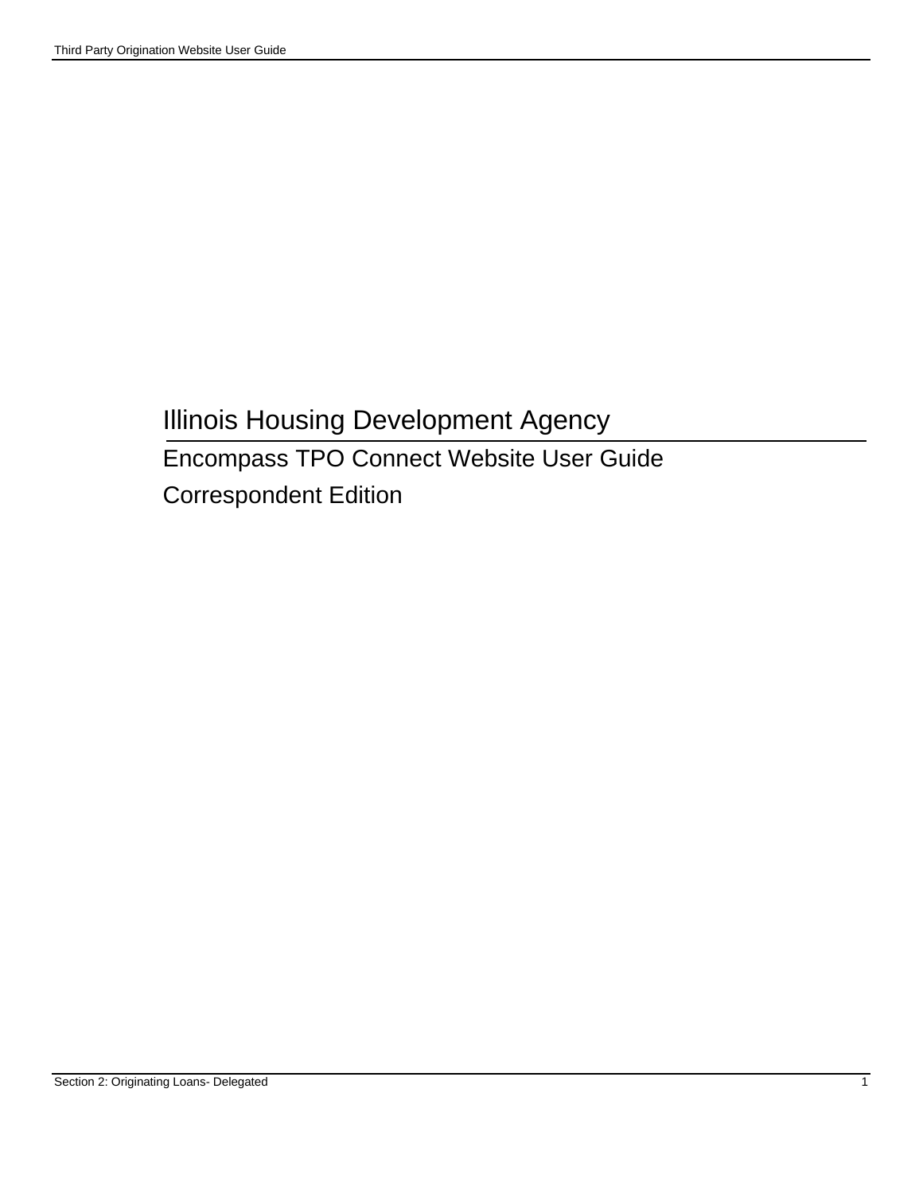# Illinois Housing Development Agency

## Encompass TPO Connect Website User Guide

## Correspondent Edition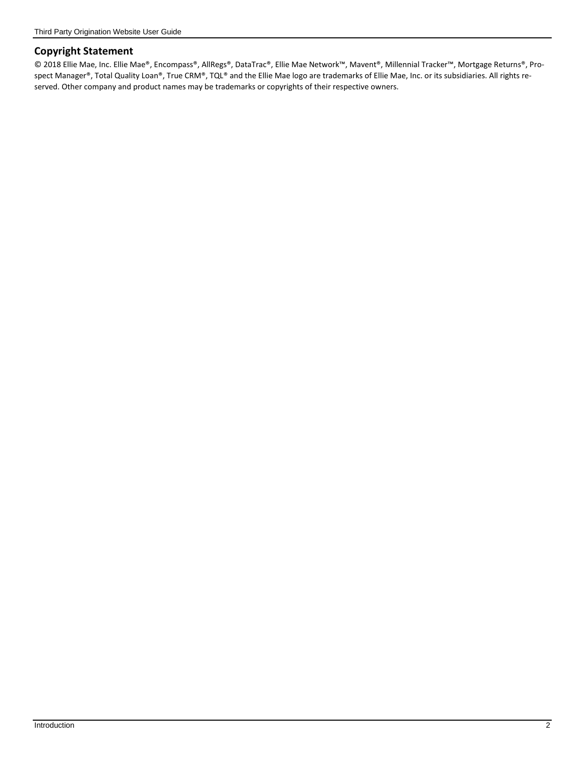## Copyright Statement

© 2018 Ellie Mae, Inc. Ellie Mae®, Encompass®, AllRegs®, DataTrac®, Ellie Mae Network™, Mavent®, Millennial Tracker™, Mortgage Returns®, Prospect Manager®, Total Quality Loan®, True CRM®, TQL® and the Ellie Mae logo are trademarks of Ellie Mae, Inc. or its subsidiaries. All rights reserved. Other company and product names may be trademarks or copyrights of their respective owners.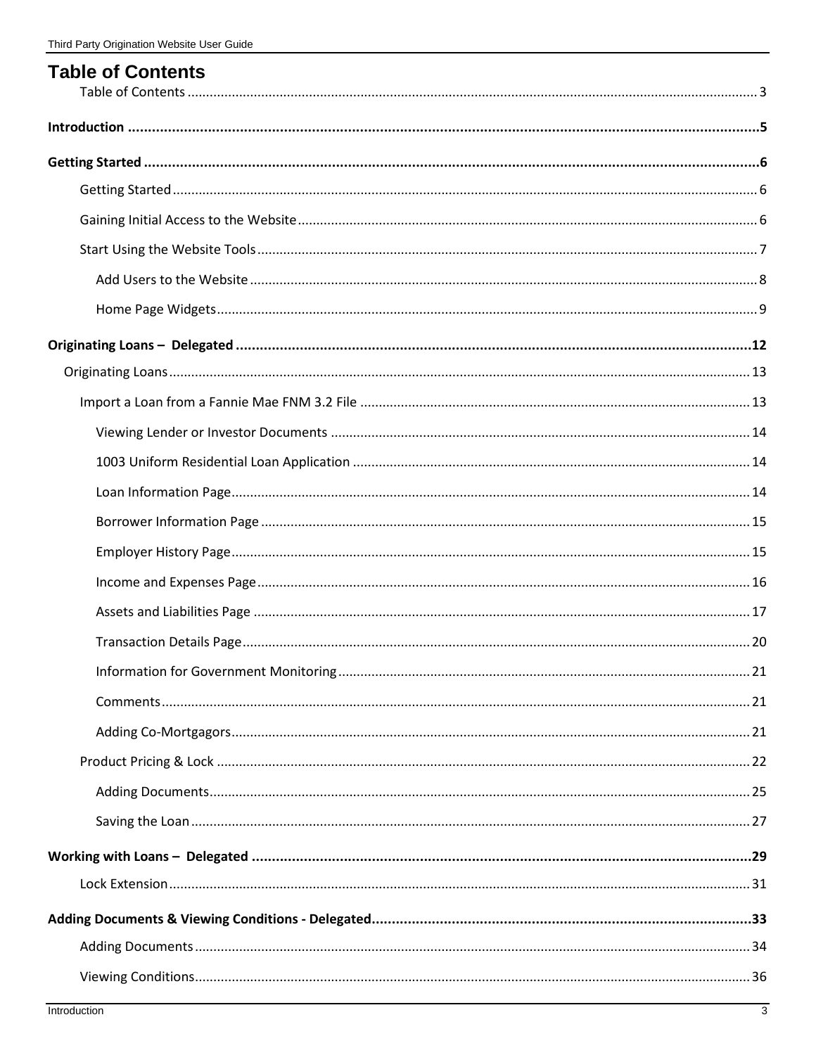# Table of Contents

Table of Contents ........................................................................ 3

**Introduction ........................................................................ 5**

**Getting Started ........................................................................ 6**

Getting Started ........................................................................ 6

Gaining Initial Access to the Website ........................................................................ 6

Start Using the Website Tools ........................................................................ 7

Add Users to the Website ........................................................................ 8

Home Page Widgets ........................................................................ 9

**Originating Loans – Delegated ........................................................................ 12**

Originating Loans ........................................................................ 13

Import a Loan from a Fannie Mae FNM 3.2 File ........................................................................ 13

Viewing Lender or Investor Documents ........................................................................ 14

1003 Uniform Residential Loan Application ........................................................................ 14

Loan Information Page ........................................................................ 14

Borrower Information Page ........................................................................ 15

Employer History Page ........................................................................ 15

Income and Expenses Page ........................................................................ 16

Assets and Liabilities Page ........................................................................ 17

Transaction Details Page ........................................................................ 20

Information for Government Monitoring ........................................................................ 21

Comments ........................................................................ 21

Adding Co-Mortgagors ........................................................................ 21

Product Pricing & Lock ........................................................................ 22

Adding Documents ........................................................................ 25

Saving the Loan ........................................................................ 27

**Working with Loans – Delegated ........................................................................ 29**

Lock Extension ........................................................................ 31

**Adding Documents & Viewing Conditions - Delegated ........................................................................ 33**

Adding Documents ........................................................................ 34

Viewing Conditions ........................................................................ 36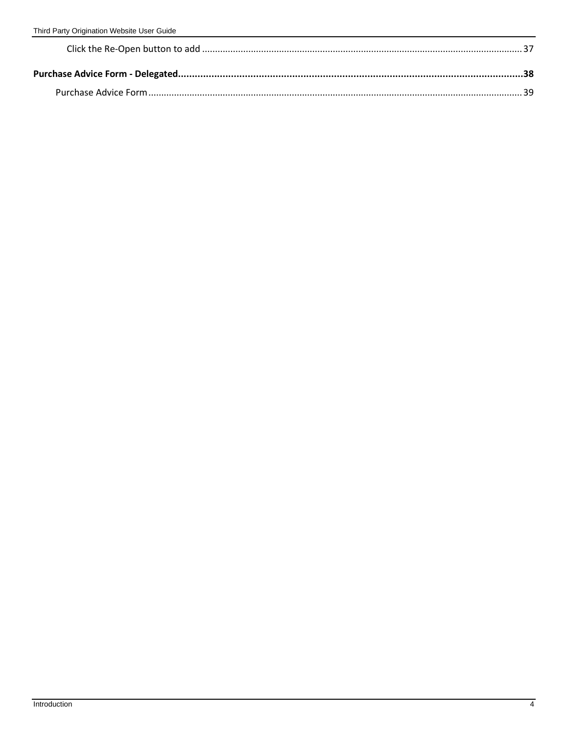Click the Re-Open button to add ........................................................................................................................ 37

**Purchase Advice Form - Delegated..........................................................................................................................38**

Purchase Advice Form ................................................................................................................................................ 39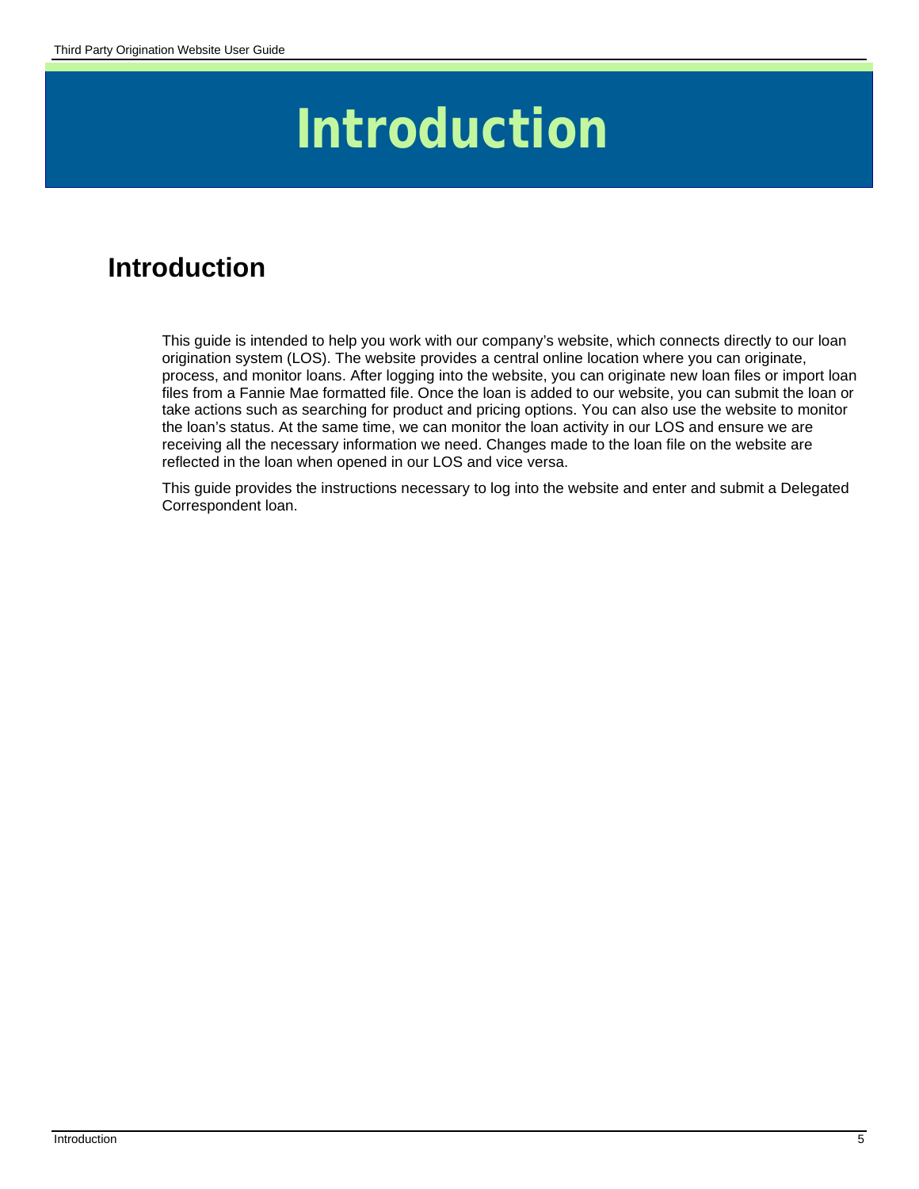# Introduction

## Introduction

This guide is intended to help you work with our company's website, which connects directly to our loan origination system (LOS). The website provides a central online location where you can originate, process, and monitor loans. After logging into the website, you can originate new loan files or import loan files from a Fannie Mae formatted file. Once the loan is added to our website, you can submit the loan or take actions such as searching for product and pricing options. You can also use the website to monitor the loan's status. At the same time, we can monitor the loan activity in our LOS and ensure we are receiving all the necessary information we need. Changes made to the loan file on the website are reflected in the loan when opened in our LOS and vice versa.

This guide provides the instructions necessary to log into the website and enter and submit a Delegated Correspondent loan.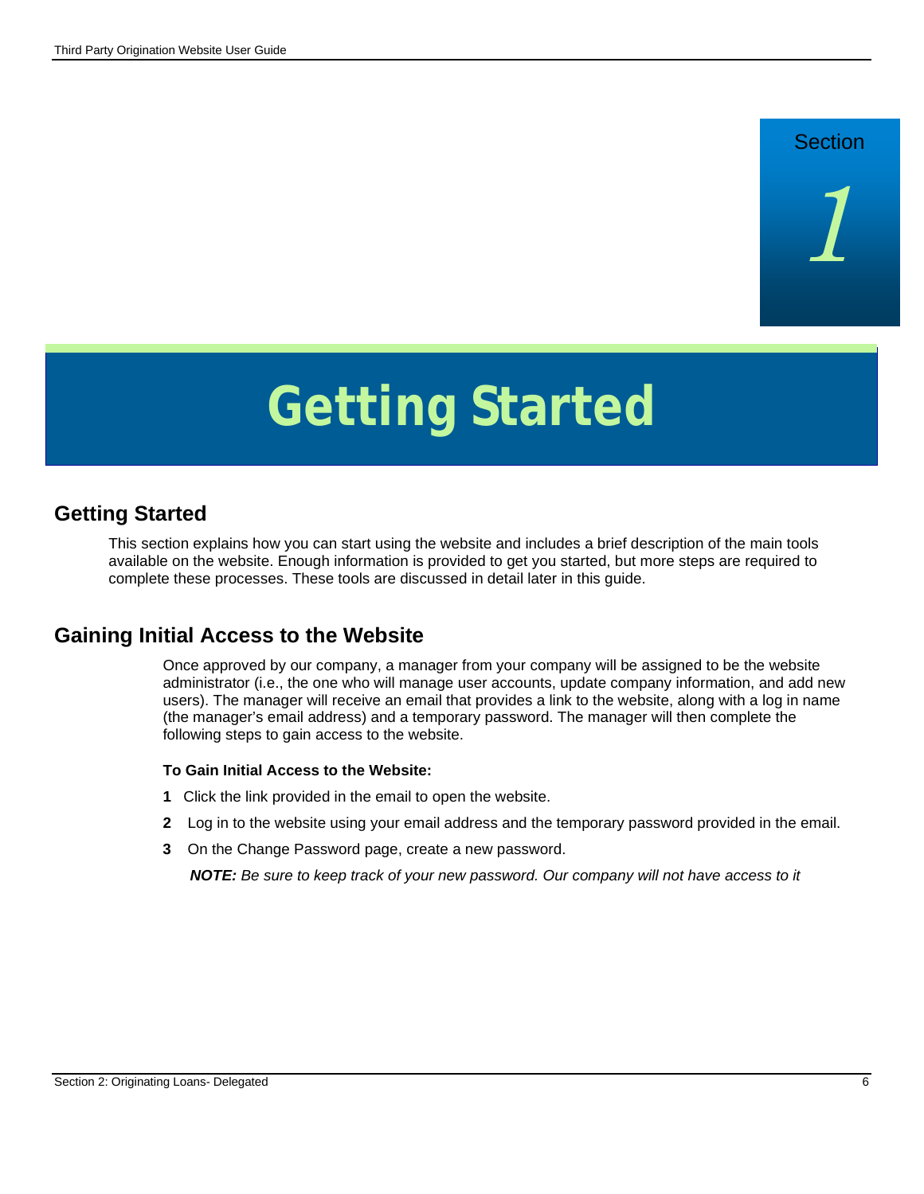Section

1

# Getting Started

## Getting Started

This section explains how you can start using the website and includes a brief description of the main tools available on the website. Enough information is provided to get you started, but more steps are required to complete these processes. These tools are discussed in detail later in this guide.

## Gaining Initial Access to the Website

Once approved by our company, a manager from your company will be assigned to be the website administrator (i.e., the one who will manage user accounts, update company information, and add new users). The manager will receive an email that provides a link to the website, along with a log in name (the manager's email address) and a temporary password. The manager will then complete the following steps to gain access to the website.

**To Gain Initial Access to the Website:**

1. Click the link provided in the email to open the website.
2. Log in to the website using your email address and the temporary password provided in the email.
3. On the Change Password page, create a new password.

   ***NOTE:*** *Be sure to keep track of your new password. Our company will not have access to it*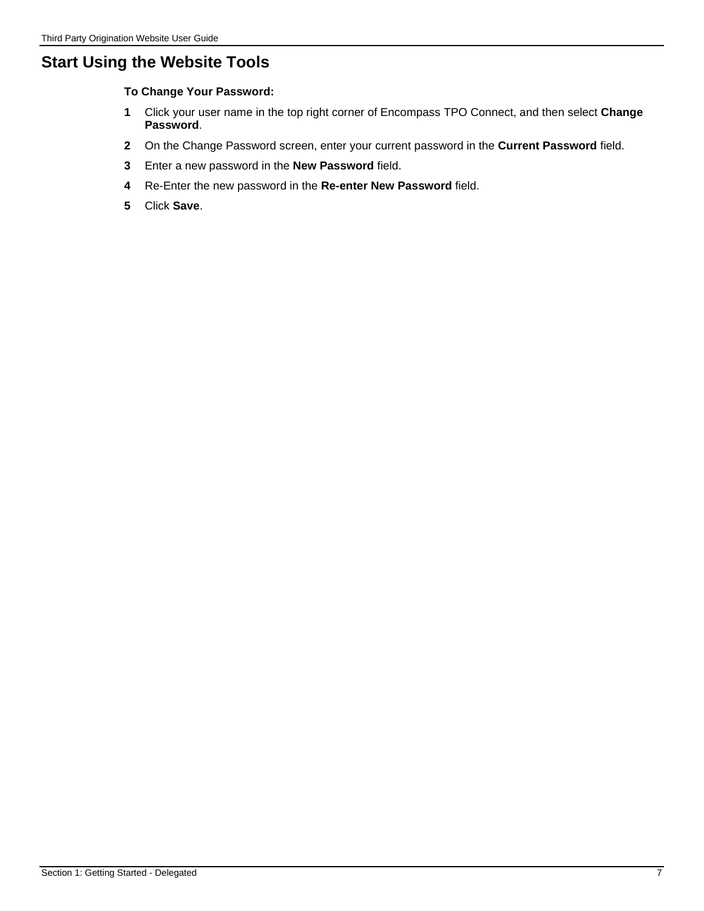# Start Using the Website Tools

**To Change Your Password:**

1. Click your user name in the top right corner of Encompass TPO Connect, and then select **Change Password**.
2. On the Change Password screen, enter your current password in the **Current Password** field.
3. Enter a new password in the **New Password** field.
4. Re-Enter the new password in the **Re-enter New Password** field.
5. Click **Save**.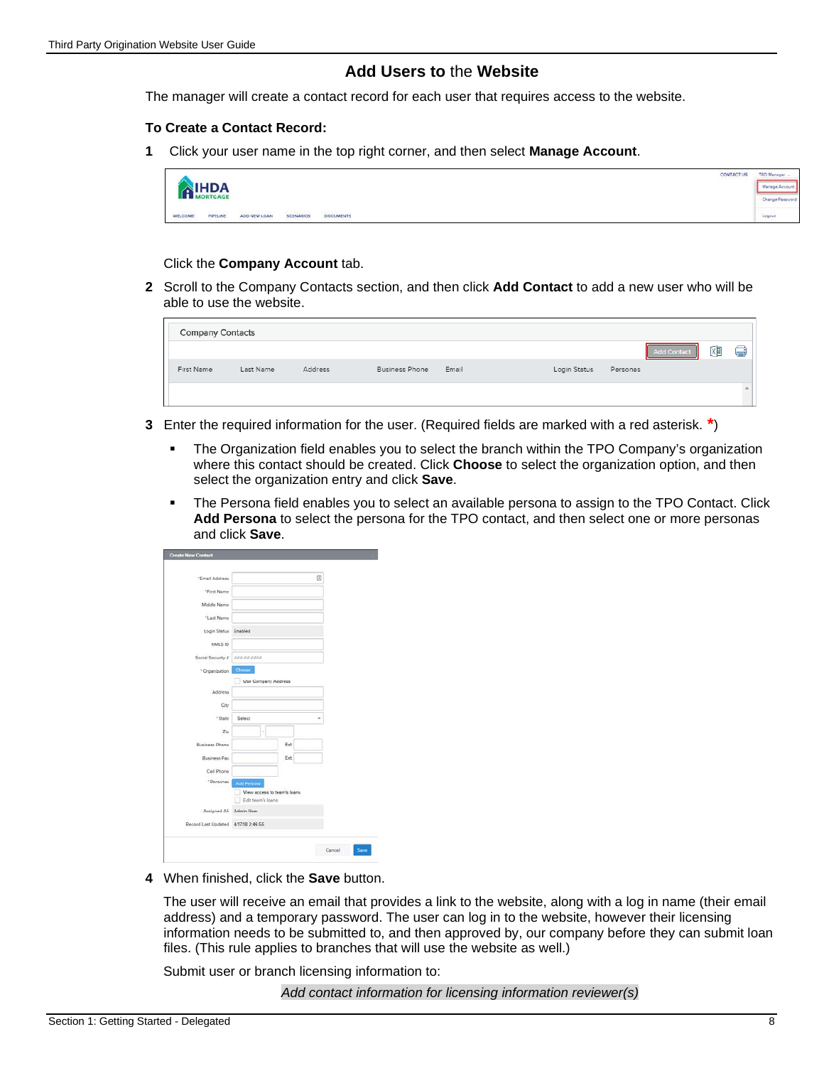# Add Users to the Website

The manager will create a contact record for each user that requires access to the website.

### To Create a Contact Record:

1. Click your user name in the top right corner, and then select **Manage Account**.

   Click the **Company Account** tab.

2. Scroll to the Company Contacts section, and then click **Add Contact** to add a new user who will be able to use the website.

3. Enter the required information for the user. (Required fields are marked with a red asterisk. *)

   - The Organization field enables you to select the branch within the TPO Company's organization where this contact should be created. Click **Choose** to select the organization option, and then select the organization entry and click **Save**.
   - The Persona field enables you to select an available persona to assign to the TPO Contact. Click **Add Persona** to select the persona for the TPO contact, and then select one or more personas and click **Save**.

4. When finished, click the **Save** button.

   The user will receive an email that provides a link to the website, along with a log in name (their email address) and a temporary password. The user can log in to the website, however their licensing information needs to be submitted to, and then approved by, our company before they can submit loan files. (This rule applies to branches that will use the website as well.)

   Submit user or branch licensing information to:

   *Add contact information for licensing information reviewer(s)*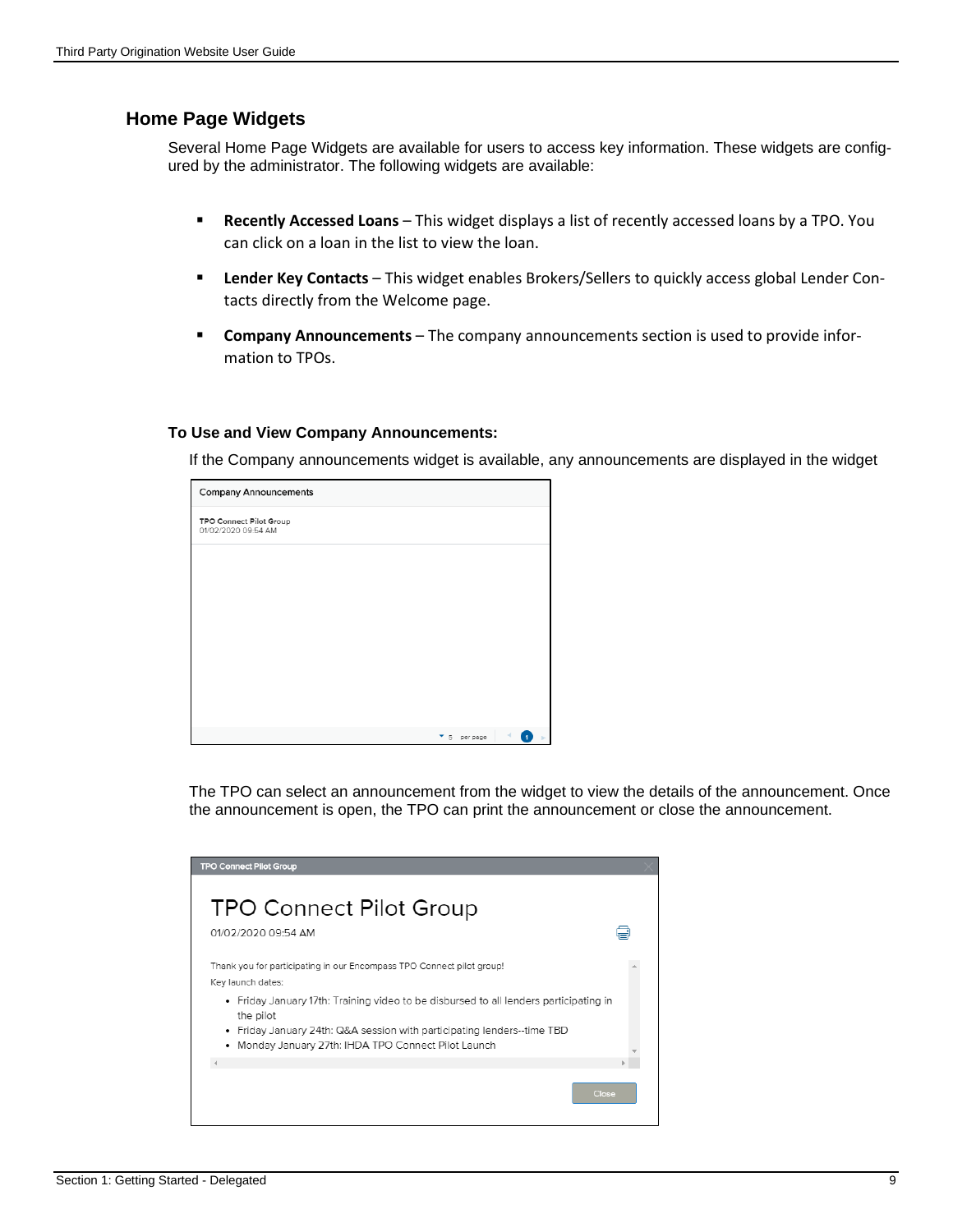## Home Page Widgets

Several Home Page Widgets are available for users to access key information. These widgets are configured by the administrator. The following widgets are available:

- **Recently Accessed Loans** – This widget displays a list of recently accessed loans by a TPO. You can click on a loan in the list to view the loan.
- **Lender Key Contacts** – This widget enables Brokers/Sellers to quickly access global Lender Contacts directly from the Welcome page.
- **Company Announcements** – The company announcements section is used to provide information to TPOs.

#### To Use and View Company Announcements:

If the Company announcements widget is available, any announcements are displayed in the widget

The TPO can select an announcement from the widget to view the details of the announcement. Once the announcement is open, the TPO can print the announcement or close the announcement.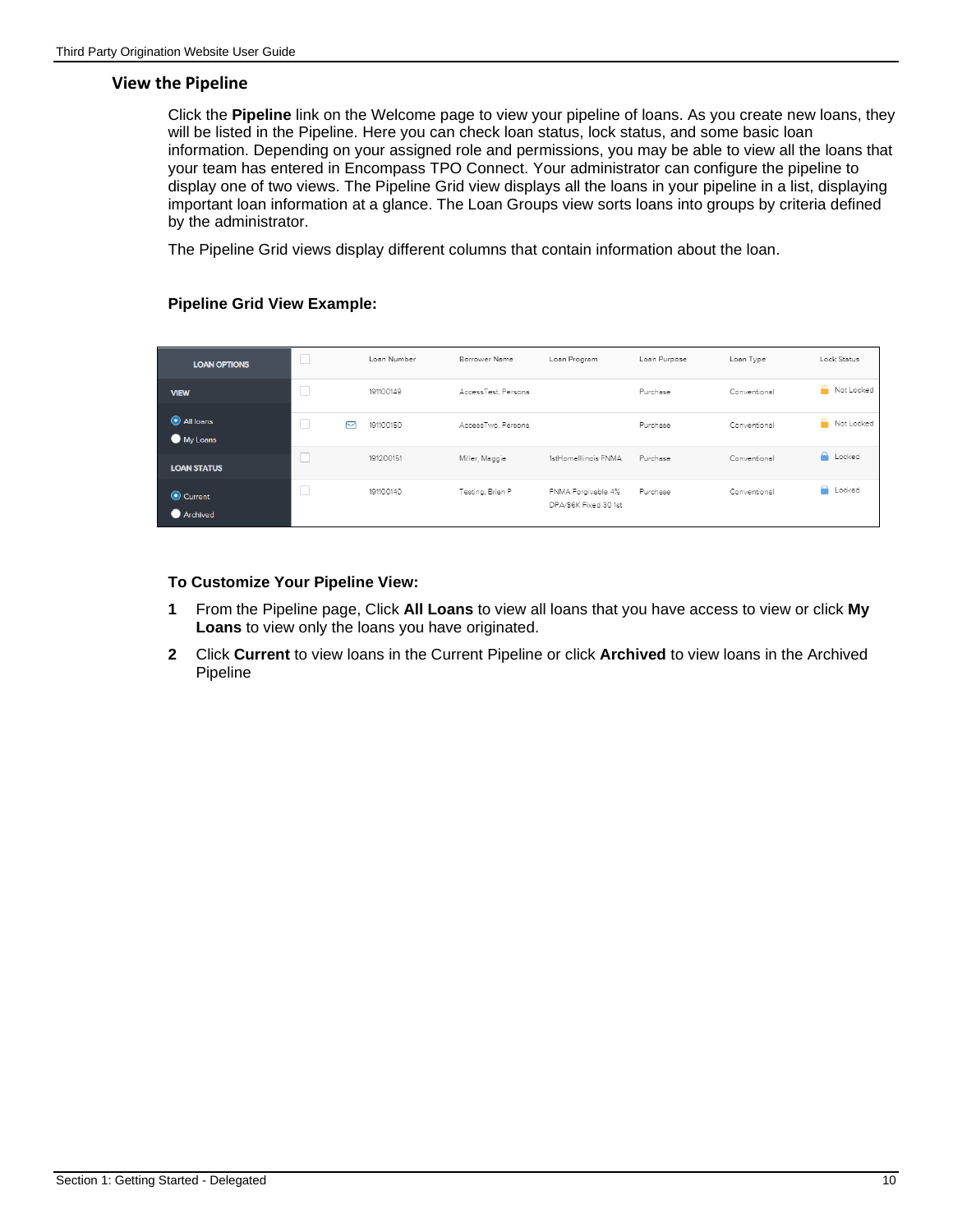## View the Pipeline

Click the **Pipeline** link on the Welcome page to view your pipeline of loans. As you create new loans, they will be listed in the Pipeline. Here you can check loan status, lock status, and some basic loan information. Depending on your assigned role and permissions, you may be able to view all the loans that your team has entered in Encompass TPO Connect. Your administrator can configure the pipeline to display one of two views. The Pipeline Grid view displays all the loans in your pipeline in a list, displaying important loan information at a glance. The Loan Groups view sorts loans into groups by criteria defined by the administrator.

The Pipeline Grid views display different columns that contain information about the loan.

**Pipeline Grid View Example:**

| LOAN OPTIONS | | | Loan Number | Borrower Name | Loan Program | Loan Purpose | Loan Type | Lock Status |
|---|---|---|---|---|---|---|---|---|
| VIEW | | | 191100149 | AccessTest, Persona | | Purchase | Conventional | Not Locked |
| All loans / My Loans | | ✉ | 191100150 | AccessTwo, Persona | | Purchase | Conventional | Not Locked |
| LOAN STATUS | | | 191200151 | Miller, Maggie | 1stHomeIllinois FNMA | Purchase | Conventional | Locked |
| Current / Archived | | | 191100140 | Testing, Brian P | FNMA Forgiveble 4% DPA/$6K Fixed 30 1st | Purchase | Conventional | Locked |

**To Customize Your Pipeline View:**

1. From the Pipeline page, Click **All Loans** to view all loans that you have access to view or click **My Loans** to view only the loans you have originated.
2. Click **Current** to view loans in the Current Pipeline or click **Archived** to view loans in the Archived Pipeline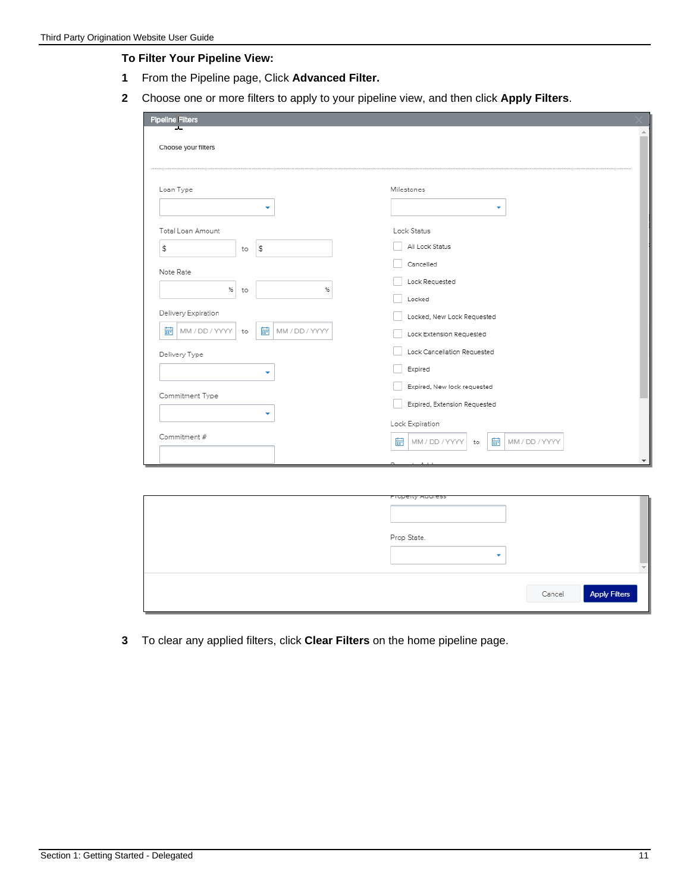**To Filter Your Pipeline View:**

1. From the Pipeline page, Click **Advanced Filter.**
2. Choose one or more filters to apply to your pipeline view, and then click **Apply Filters**.
3. To clear any applied filters, click **Clear Filters** on the home pipeline page.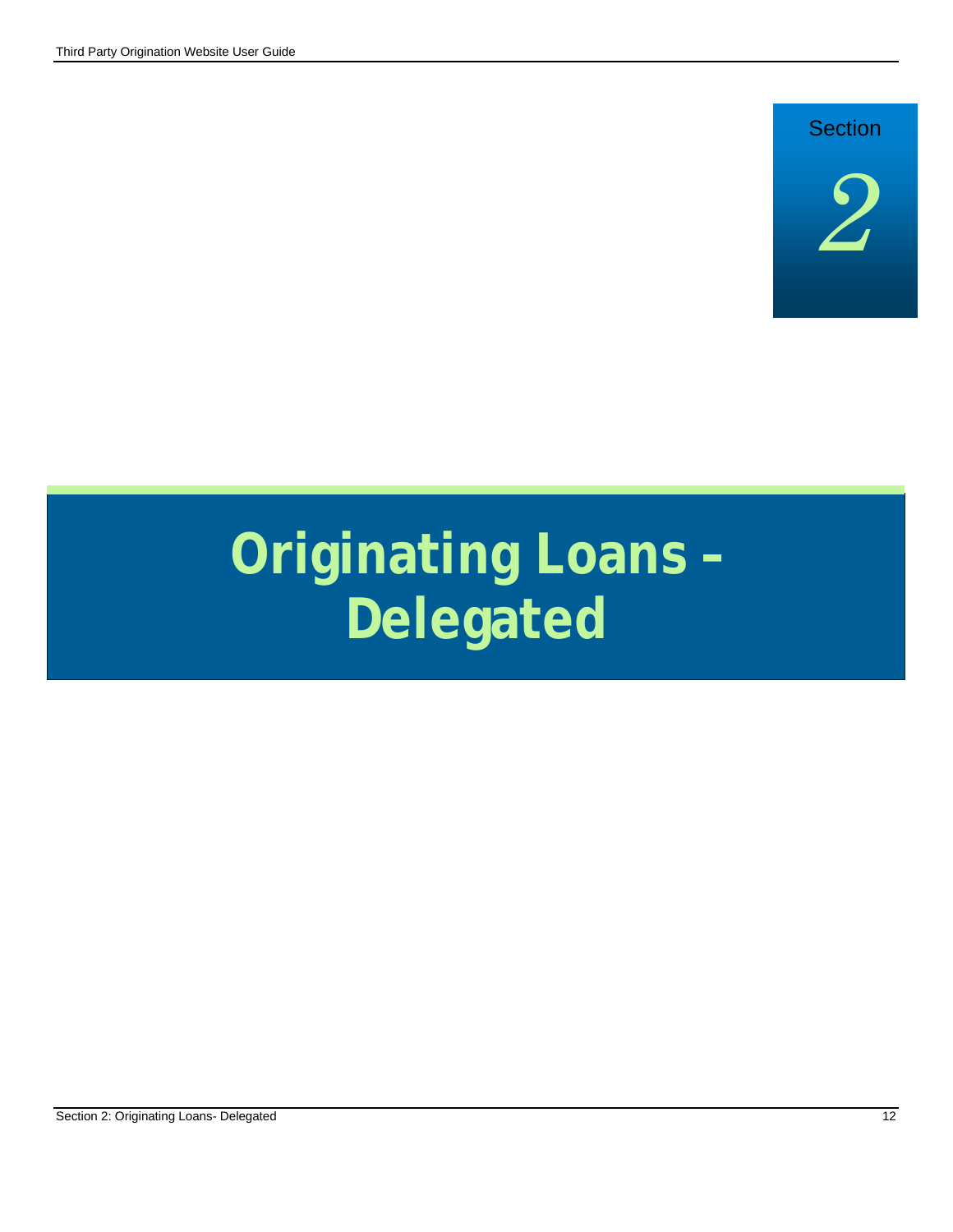Section

2

# Originating Loans – Delegated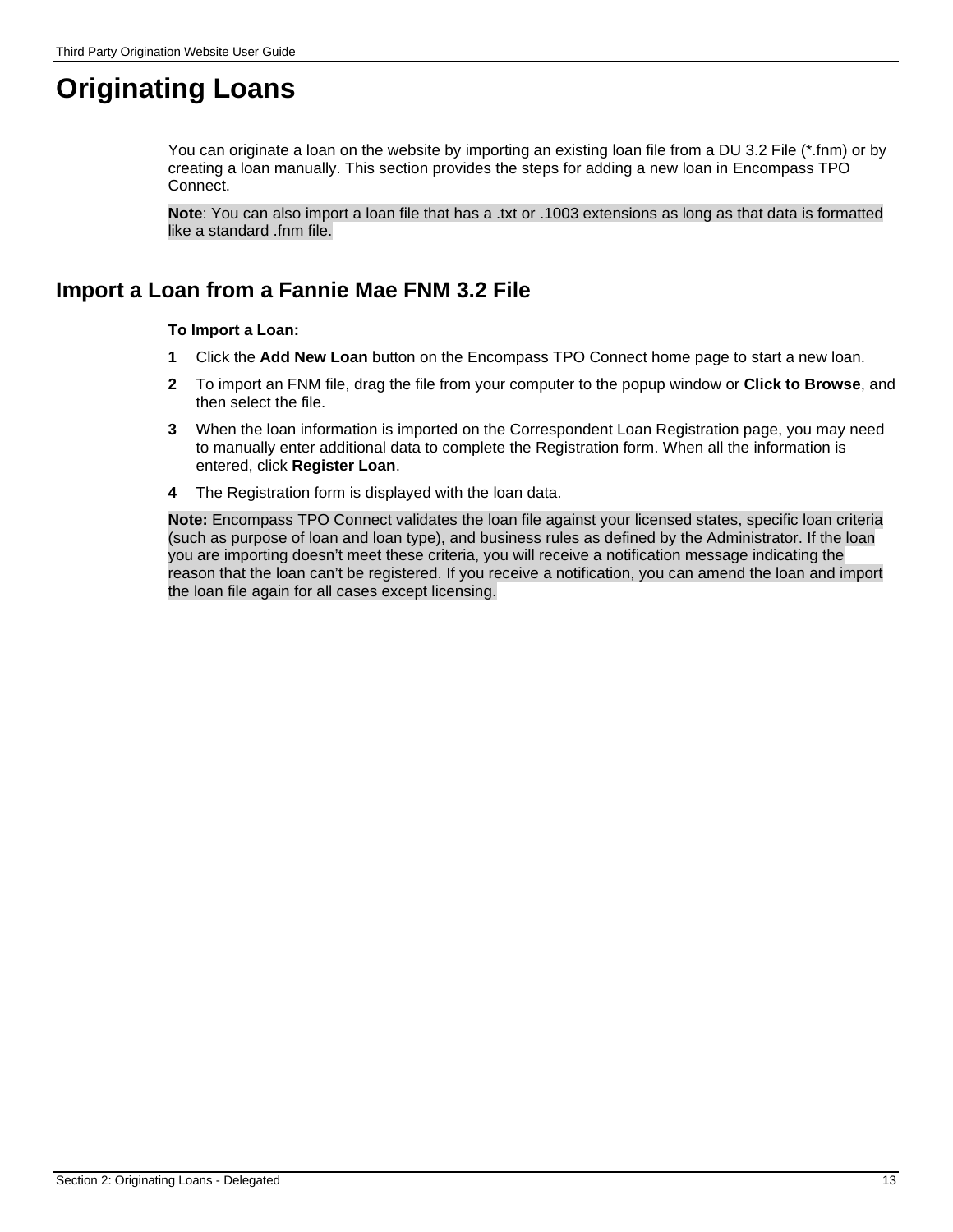# Originating Loans

You can originate a loan on the website by importing an existing loan file from a DU 3.2 File (*.fnm) or by creating a loan manually. This section provides the steps for adding a new loan in Encompass TPO Connect.

**Note**: You can also import a loan file that has a .txt or .1003 extensions as long as that data is formatted like a standard .fnm file.

## Import a Loan from a Fannie Mae FNM 3.2 File

**To Import a Loan:**

1. Click the **Add New Loan** button on the Encompass TPO Connect home page to start a new loan.
2. To import an FNM file, drag the file from your computer to the popup window or **Click to Browse**, and then select the file.
3. When the loan information is imported on the Correspondent Loan Registration page, you may need to manually enter additional data to complete the Registration form. When all the information is entered, click **Register Loan**.
4. The Registration form is displayed with the loan data.

**Note:** Encompass TPO Connect validates the loan file against your licensed states, specific loan criteria (such as purpose of loan and loan type), and business rules as defined by the Administrator. If the loan you are importing doesn't meet these criteria, you will receive a notification message indicating the reason that the loan can't be registered. If you receive a notification, you can amend the loan and import the loan file again for all cases except licensing.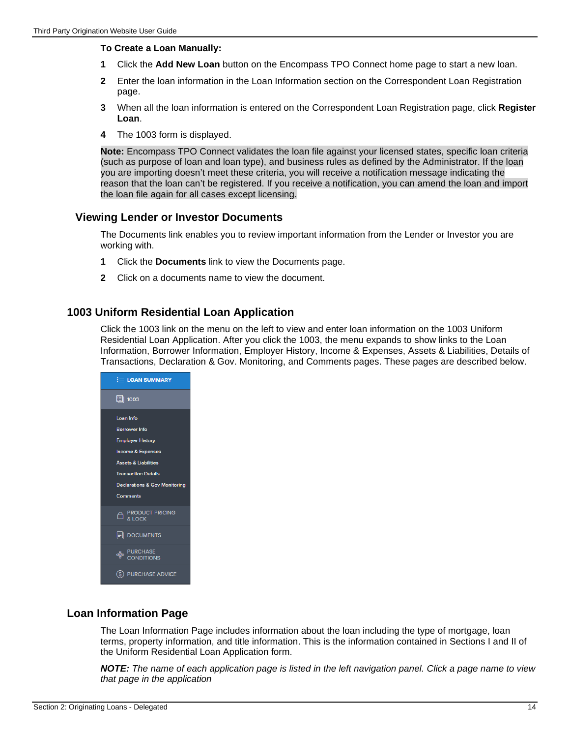**To Create a Loan Manually:**

1. Click the **Add New Loan** button on the Encompass TPO Connect home page to start a new loan.
2. Enter the loan information in the Loan Information section on the Correspondent Loan Registration page.
3. When all the loan information is entered on the Correspondent Loan Registration page, click **Register Loan**.
4. The 1003 form is displayed.

**Note:** Encompass TPO Connect validates the loan file against your licensed states, specific loan criteria (such as purpose of loan and loan type), and business rules as defined by the Administrator. If the loan you are importing doesn't meet these criteria, you will receive a notification message indicating the reason that the loan can't be registered. If you receive a notification, you can amend the loan and import the loan file again for all cases except licensing.

### Viewing Lender or Investor Documents

The Documents link enables you to review important information from the Lender or Investor you are working with.

1. Click the **Documents** link to view the Documents page.
2. Click on a documents name to view the document.

## 1003 Uniform Residential Loan Application

Click the 1003 link on the menu on the left to view and enter loan information on the 1003 Uniform Residential Loan Application. After you click the 1003, the menu expands to show links to the Loan Information, Borrower Information, Employer History, Income & Expenses, Assets & Liabilities, Details of Transactions, Declaration & Gov. Monitoring, and Comments pages. These pages are described below.

LOAN SUMMARY
1003
Loan Info
Borrower Info
Employer History
Income & Expenses
Assets & Liabilities
Transaction Details
Declarations & Gov Monitoring
Comments
PRODUCT PRICING & LOCK
DOCUMENTS
PURCHASE CONDITIONS
PURCHASE ADVICE

## Loan Information Page

The Loan Information Page includes information about the loan including the type of mortgage, loan terms, property information, and title information. This is the information contained in Sections I and II of the Uniform Residential Loan Application form.

***NOTE:*** *The name of each application page is listed in the left navigation panel. Click a page name to view that page in the application*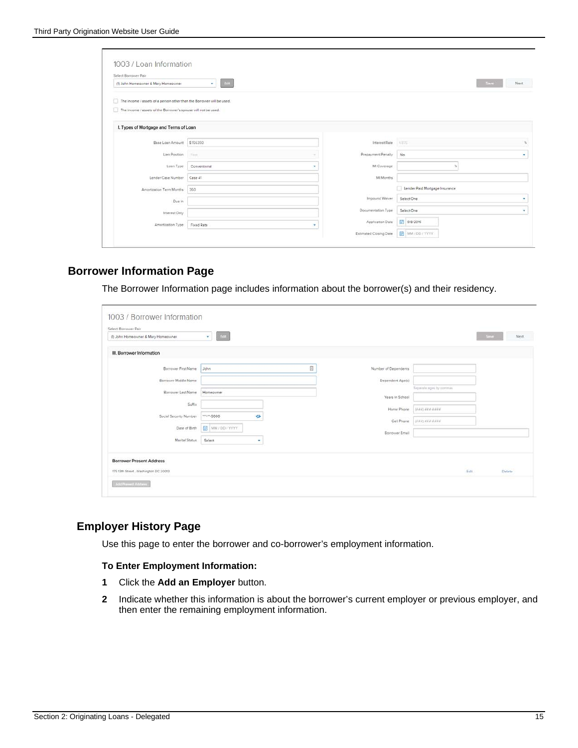## Borrower Information Page

The Borrower Information page includes information about the borrower(s) and their residency.

## Employer History Page

Use this page to enter the borrower and co-borrower's employment information.

**To Enter Employment Information:**

**1** Click the **Add an Employer** button.

**2** Indicate whether this information is about the borrower's current employer or previous employer, and then enter the remaining employment information.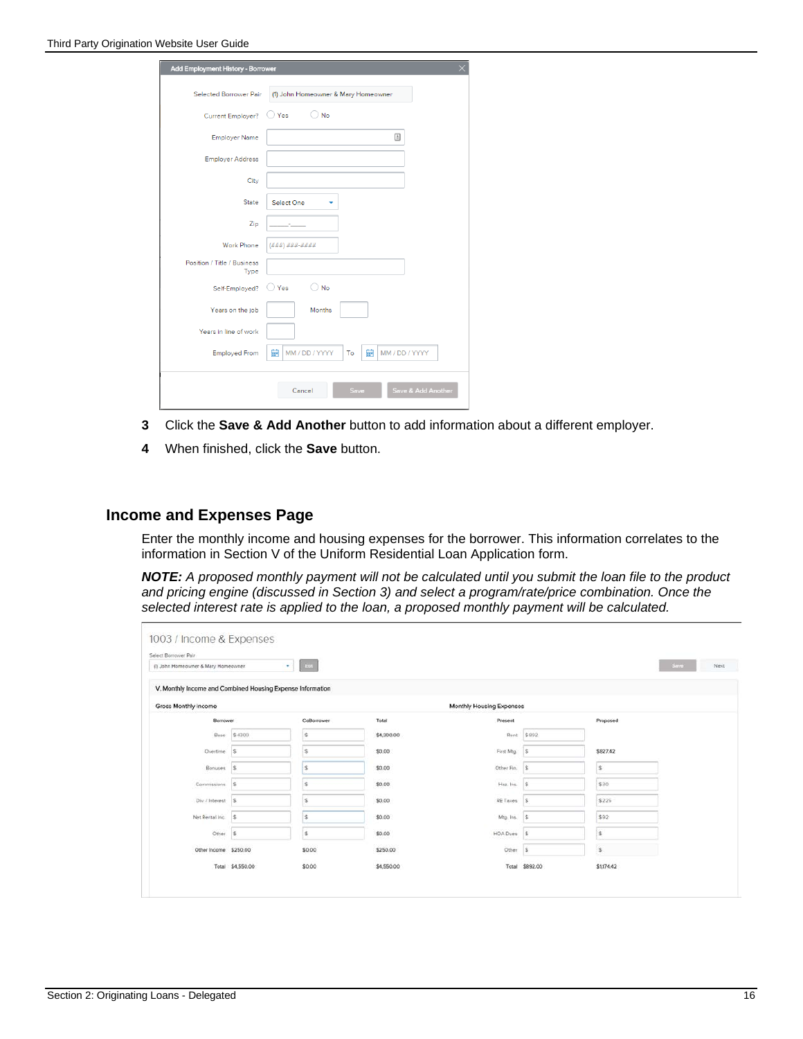3. Click the **Save & Add Another** button to add information about a different employer.
4. When finished, click the **Save** button.

## Income and Expenses Page

Enter the monthly income and housing expenses for the borrower. This information correlates to the information in Section V of the Uniform Residential Loan Application form.

***NOTE:*** *A proposed monthly payment will not be calculated until you submit the loan file to the product and pricing engine (discussed in Section 3) and select a program/rate/price combination. Once the selected interest rate is applied to the loan, a proposed monthly payment will be calculated.*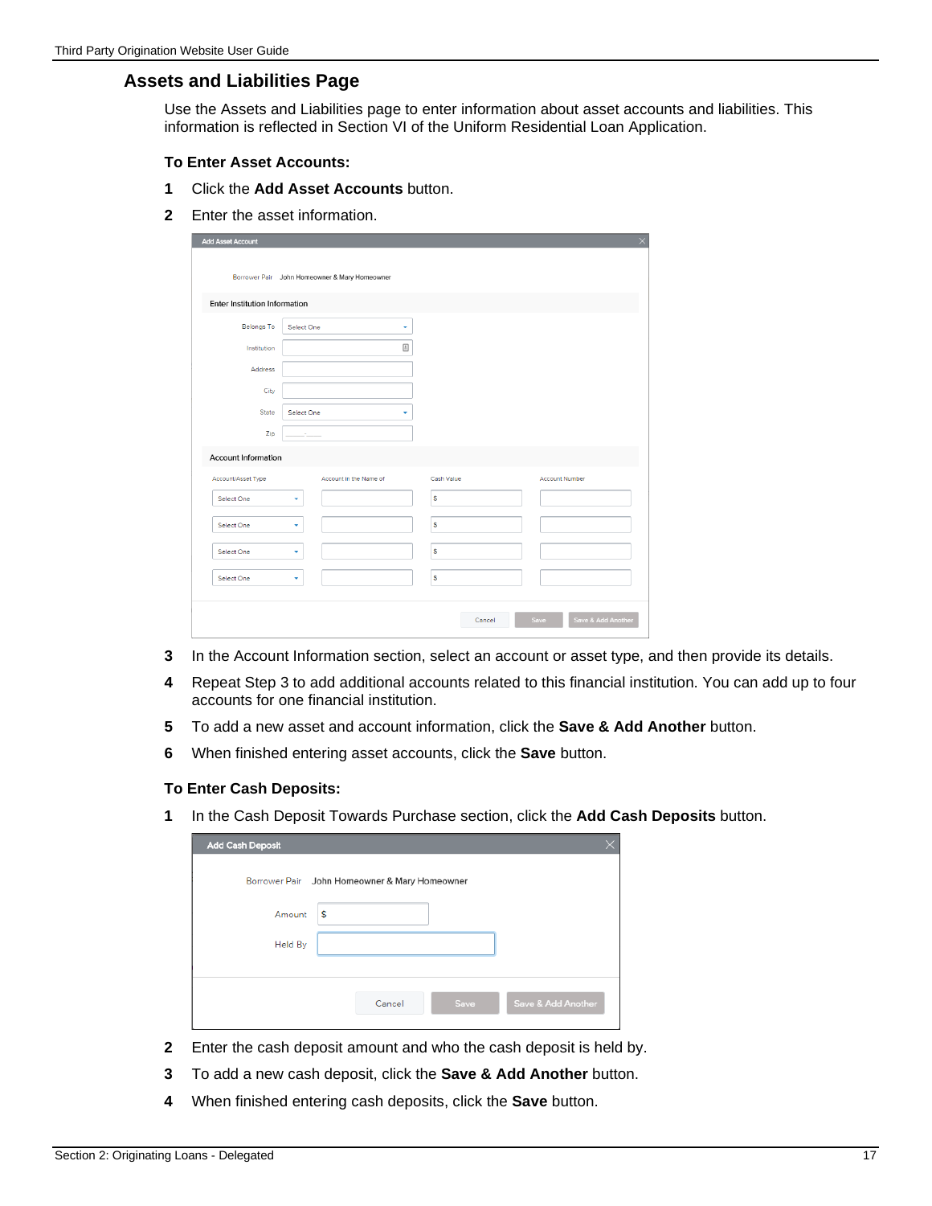## Assets and Liabilities Page

Use the Assets and Liabilities page to enter information about asset accounts and liabilities. This information is reflected in Section VI of the Uniform Residential Loan Application.

**To Enter Asset Accounts:**

1. Click the **Add Asset Accounts** button.
2. Enter the asset information.
3. In the Account Information section, select an account or asset type, and then provide its details.
4. Repeat Step 3 to add additional accounts related to this financial institution. You can add up to four accounts for one financial institution.
5. To add a new asset and account information, click the **Save & Add Another** button.
6. When finished entering asset accounts, click the **Save** button.

**To Enter Cash Deposits:**

1. In the Cash Deposit Towards Purchase section, click the **Add Cash Deposits** button.
2. Enter the cash deposit amount and who the cash deposit is held by.
3. To add a new cash deposit, click the **Save & Add Another** button.
4. When finished entering cash deposits, click the **Save** button.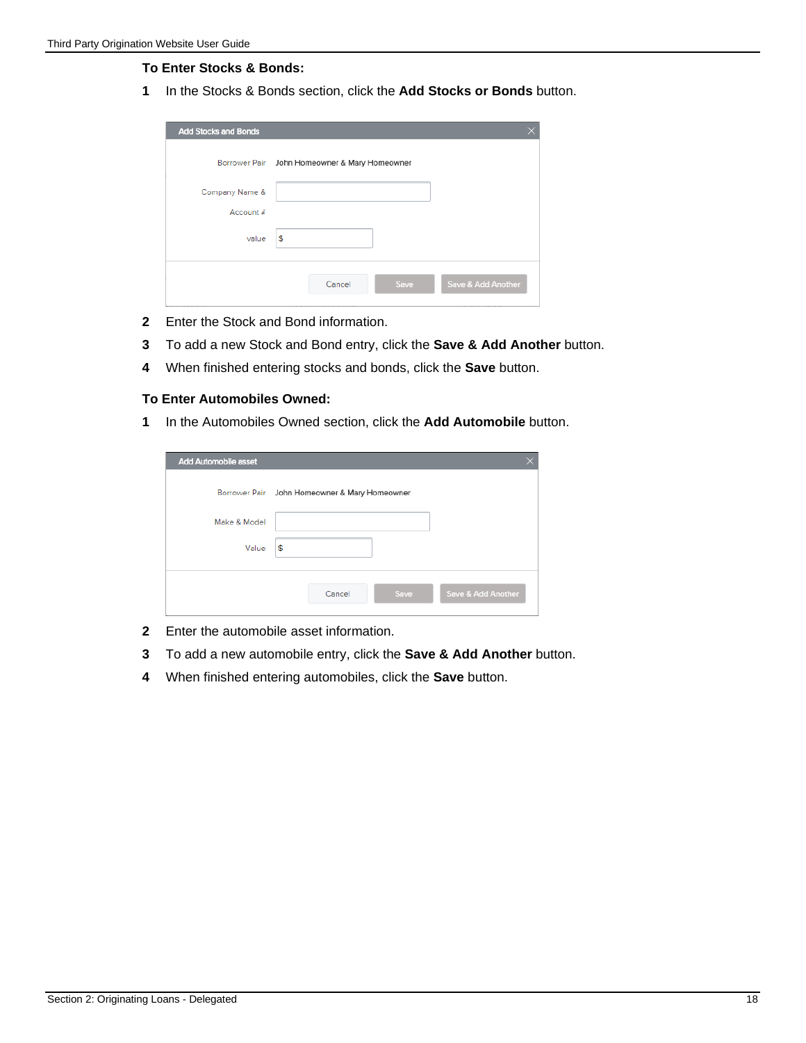**To Enter Stocks & Bonds:**

1. In the Stocks & Bonds section, click the **Add Stocks or Bonds** button.

2. Enter the Stock and Bond information.
3. To add a new Stock and Bond entry, click the **Save & Add Another** button.
4. When finished entering stocks and bonds, click the **Save** button.

**To Enter Automobiles Owned:**

1. In the Automobiles Owned section, click the **Add Automobile** button.

2. Enter the automobile asset information.
3. To add a new automobile entry, click the **Save & Add Another** button.
4. When finished entering automobiles, click the **Save** button.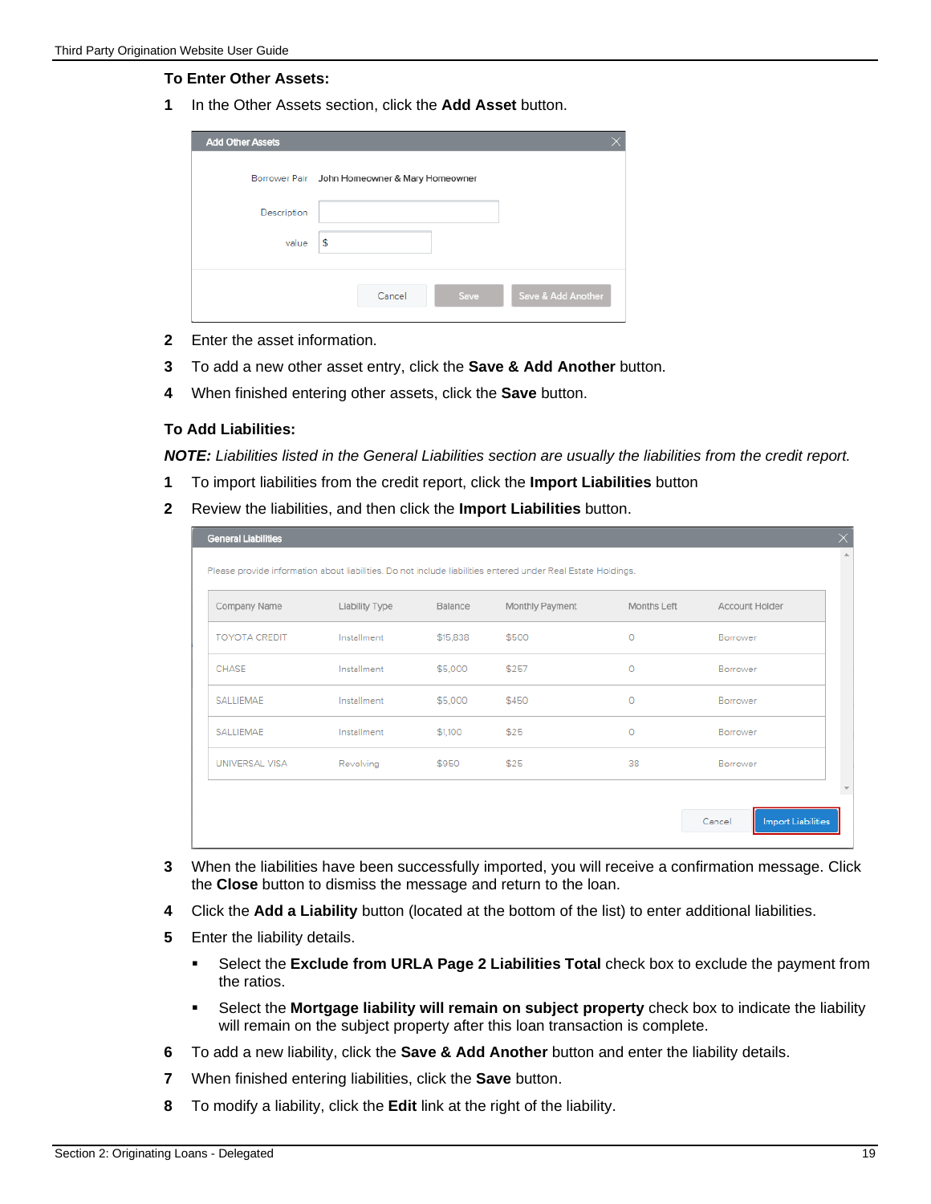**To Enter Other Assets:**

1. In the Other Assets section, click the **Add Asset** button.

| Add Other Assets | |
|---|---|
| Borrower Pair | John Homeowner & Mary Homeowner |
| Description | |
| value | $ |

Cancel | Save | Save & Add Another

2. Enter the asset information.
3. To add a new other asset entry, click the **Save & Add Another** button.
4. When finished entering other assets, click the **Save** button.

**To Add Liabilities:**

***NOTE:*** *Liabilities listed in the General Liabilities section are usually the liabilities from the credit report.*

1. To import liabilities from the credit report, click the **Import Liabilities** button
2. Review the liabilities, and then click the **Import Liabilities** button.

General Liabilities

Please provide information about liabilities. Do not include liabilities entered under Real Estate Holdings.

| Company Name | Liability Type | Balance | Monthly Payment | Months Left | Account Holder |
|---|---|---|---|---|---|
| TOYOTA CREDIT | Installment | $15,838 | $500 | 0 | Borrower |
| CHASE | Installment | $5,000 | $257 | 0 | Borrower |
| SALLIEMAE | Installment | $5,000 | $450 | 0 | Borrower |
| SALLIEMAE | Installment | $1,100 | $25 | 0 | Borrower |
| UNIVERSAL VISA | Revolving | $950 | $25 | 38 | Borrower |

Cancel | Import Liabilities

3. When the liabilities have been successfully imported, you will receive a confirmation message. Click the **Close** button to dismiss the message and return to the loan.
4. Click the **Add a Liability** button (located at the bottom of the list) to enter additional liabilities.
5. Enter the liability details.
   - Select the **Exclude from URLA Page 2 Liabilities Total** check box to exclude the payment from the ratios.
   - Select the **Mortgage liability will remain on subject property** check box to indicate the liability will remain on the subject property after this loan transaction is complete.
6. To add a new liability, click the **Save & Add Another** button and enter the liability details.
7. When finished entering liabilities, click the **Save** button.
8. To modify a liability, click the **Edit** link at the right of the liability.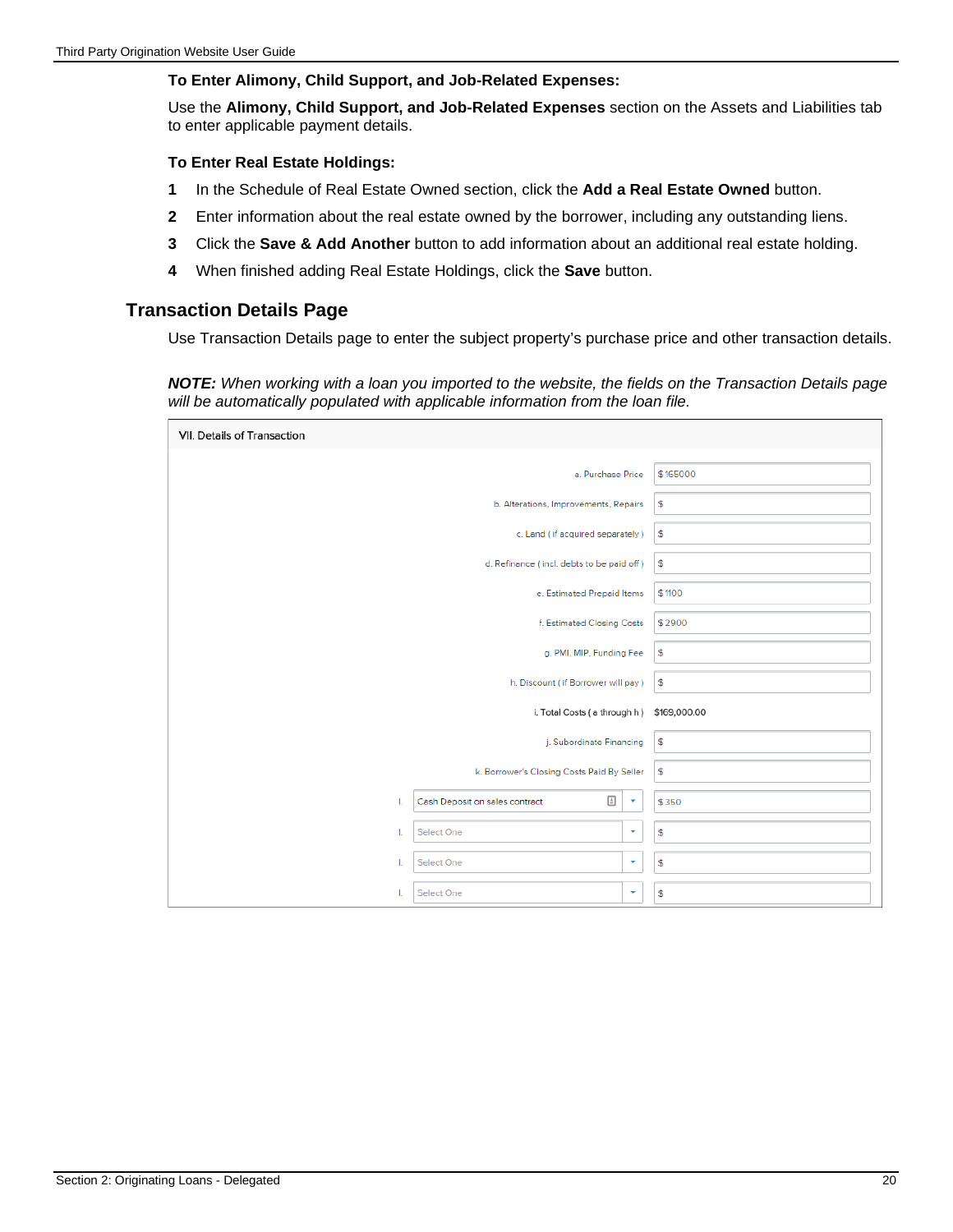**To Enter Alimony, Child Support, and Job-Related Expenses:**

Use the **Alimony, Child Support, and Job-Related Expenses** section on the Assets and Liabilities tab to enter applicable payment details.

**To Enter Real Estate Holdings:**

1. In the Schedule of Real Estate Owned section, click the **Add a Real Estate Owned** button.
2. Enter information about the real estate owned by the borrower, including any outstanding liens.
3. Click the **Save & Add Another** button to add information about an additional real estate holding.
4. When finished adding Real Estate Holdings, click the **Save** button.

## Transaction Details Page

Use Transaction Details page to enter the subject property's purchase price and other transaction details.

***NOTE:*** *When working with a loan you imported to the website, the fields on the Transaction Details page will be automatically populated with applicable information from the loan file.*

VII. Details of Transaction

| Field | Value |
|---|---|
| a. Purchase Price | $ 165000 |
| b. Alterations, Improvements, Repairs | $ |
| c. Land ( if acquired separately ) | $ |
| d. Refinance ( incl. debts to be paid off ) | $ |
| e. Estimated Prepaid Items | $ 1100 |
| f. Estimated Closing Costs | $ 2900 |
| g. PMI, MIP, Funding Fee | $ |
| h. Discount ( if Borrower will pay ) | $ |
| i. Total Costs ( a through h ) | $169,000.00 |
| j. Subordinate Financing | $ |
| k. Borrower's Closing Costs Paid By Seller | $ |
| l. Cash Deposit on sales contract | $ 350 |
| l. Select One | $ |
| l. Select One | $ |
| l. Select One | $ |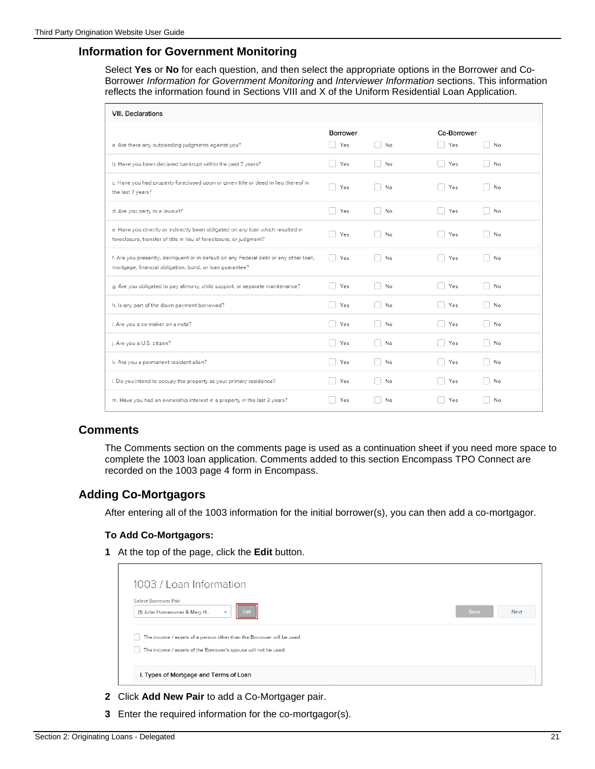## Information for Government Monitoring

Select **Yes** or **No** for each question, and then select the appropriate options in the Borrower and Co-Borrower *Information for Government Monitoring* and *Interviewer Information* sections. This information reflects the information found in Sections VIII and X of the Uniform Residential Loan Application.

VIII. Declarations

| | Borrower | | Co-Borrower | |
|---|---|---|---|---|
| a. Are there any outstanding judgments against you? | Yes | No | Yes | No |
| b. Have you been declared bankrupt within the past 7 years? | Yes | No | Yes | No |
| c. Have you had property foreclosed upon or given title or deed in lieu thereof in the last 7 years? | Yes | No | Yes | No |
| d. Are you party to a lawsuit? | Yes | No | Yes | No |
| e. Have you directly or indirectly been obligated on any loan which resulted in foreclosure, transfer of title in lieu of foreclosure, or judgment? | Yes | No | Yes | No |
| f. Are you presently, delinquent or in default on any Federal debt or any other loan, mortgage, financial obligation, bond, or loan guarantee? | Yes | No | Yes | No |
| g. Are you obligated to pay alimony, child support, or separate maintenance? | Yes | No | Yes | No |
| h. Is any part of the down payment borrowed? | Yes | No | Yes | No |
| i. Are you a co-maker on a note? | Yes | No | Yes | No |
| j. Are you a U.S. citizen? | Yes | No | Yes | No |
| k. Are you a permanent resident alien? | Yes | No | Yes | No |
| l. Do you intend to occupy the property as your primary residence? | Yes | No | Yes | No |
| m. Have you had an ownership interest in a property in the last 3 years? | Yes | No | Yes | No |

## Comments

The Comments section on the comments page is used as a continuation sheet if you need more space to complete the 1003 loan application. Comments added to this section Encompass TPO Connect are recorded on the 1003 page 4 form in Encompass.

## Adding Co-Mortgagors

After entering all of the 1003 information for the initial borrower(s), you can then add a co-mortgagor.

### To Add Co-Mortgagors:

1. At the top of the page, click the **Edit** button.

   1003 / Loan Information

   Select Borrower Pair: (1) John Homeowner & Mary H... | Edit | Save | Next

   - The income / assets of a person other than the Borrower will be used.
   - The income / assets of the Borrower's spouse will not be used.

   I. Types of Mortgage and Terms of Loan

2. Click **Add New Pair** to add a Co-Mortgager pair.
3. Enter the required information for the co-mortgagor(s).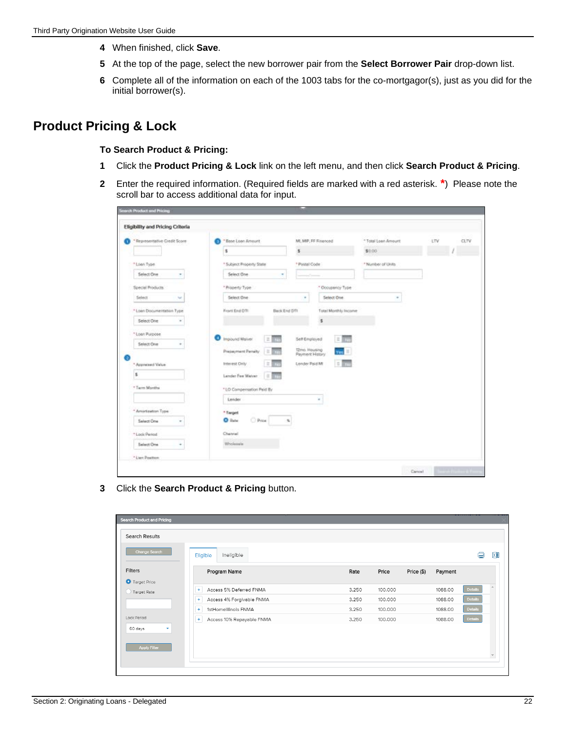4 When finished, click **Save**.

5 At the top of the page, select the new borrower pair from the **Select Borrower Pair** drop-down list.

6 Complete all of the information on each of the 1003 tabs for the co-mortgagor(s), just as you did for the initial borrower(s).

## Product Pricing & Lock

### To Search Product & Pricing:

1 Click the **Product Pricing & Lock** link on the left menu, and then click **Search Product & Pricing**.

2 Enter the required information. (Required fields are marked with a red asterisk. **\***) Please note the scroll bar to access additional data for input.

3 Click the **Search Product & Pricing** button.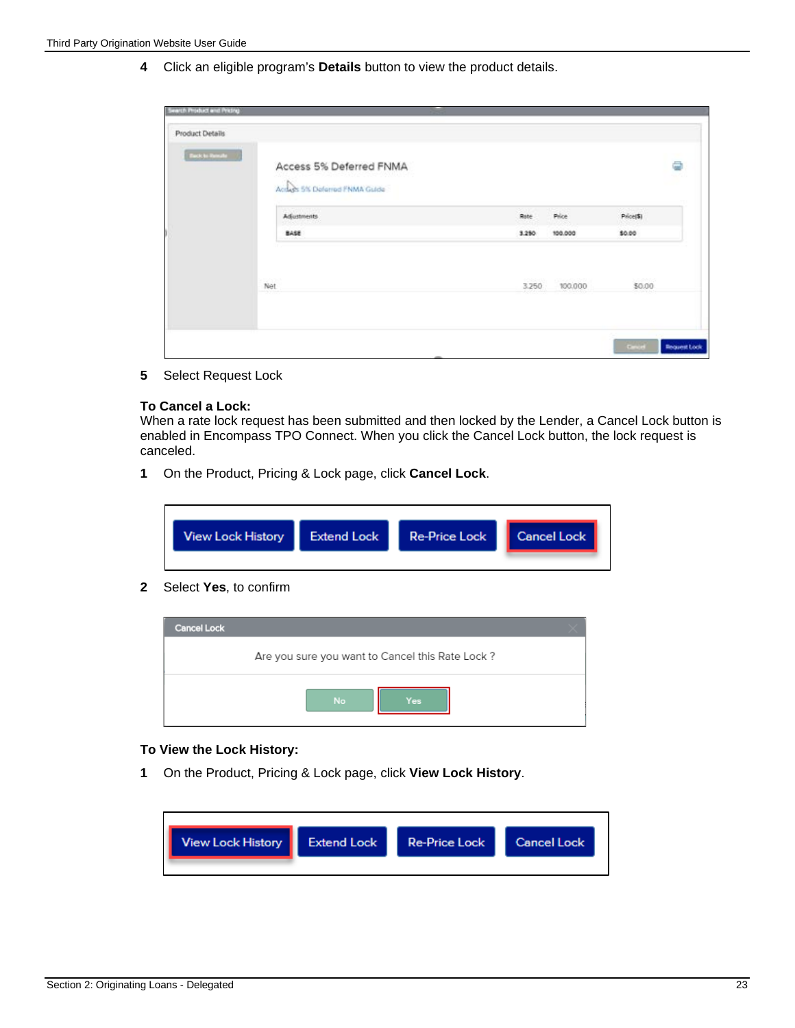4 Click an eligible program's **Details** button to view the product details.

5 Select Request Lock

**To Cancel a Lock:**
When a rate lock request has been submitted and then locked by the Lender, a Cancel Lock button is enabled in Encompass TPO Connect. When you click the Cancel Lock button, the lock request is canceled.

1 On the Product, Pricing & Lock page, click **Cancel Lock**.

2 Select **Yes**, to confirm

**To View the Lock History:**

1 On the Product, Pricing & Lock page, click **View Lock History**.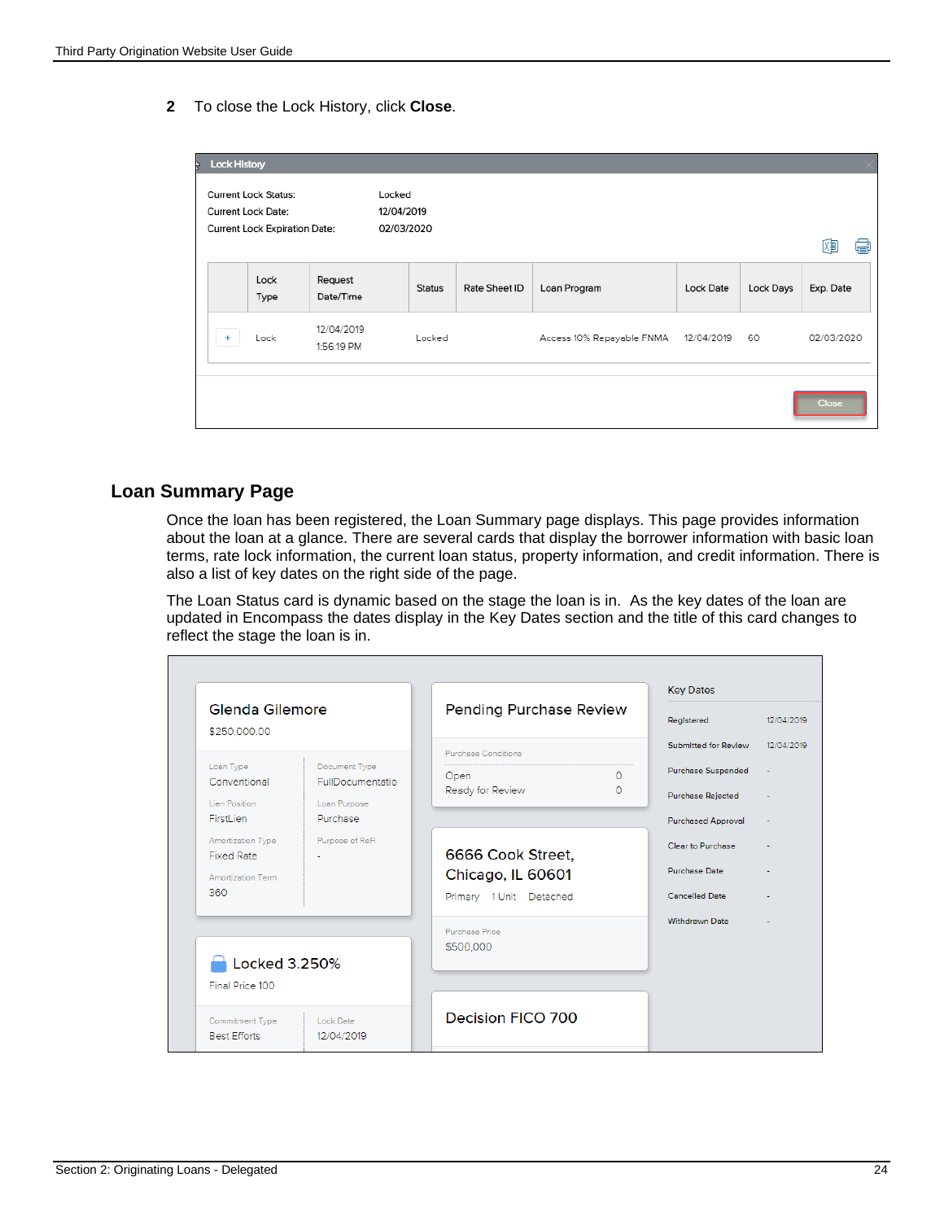2 To close the Lock History, click **Close**.

## Loan Summary Page

Once the loan has been registered, the Loan Summary page displays. This page provides information about the loan at a glance. There are several cards that display the borrower information with basic loan terms, rate lock information, the current loan status, property information, and credit information. There is also a list of key dates on the right side of the page.

The Loan Status card is dynamic based on the stage the loan is in. As the key dates of the loan are updated in Encompass the dates display in the Key Dates section and the title of this card changes to reflect the stage the loan is in.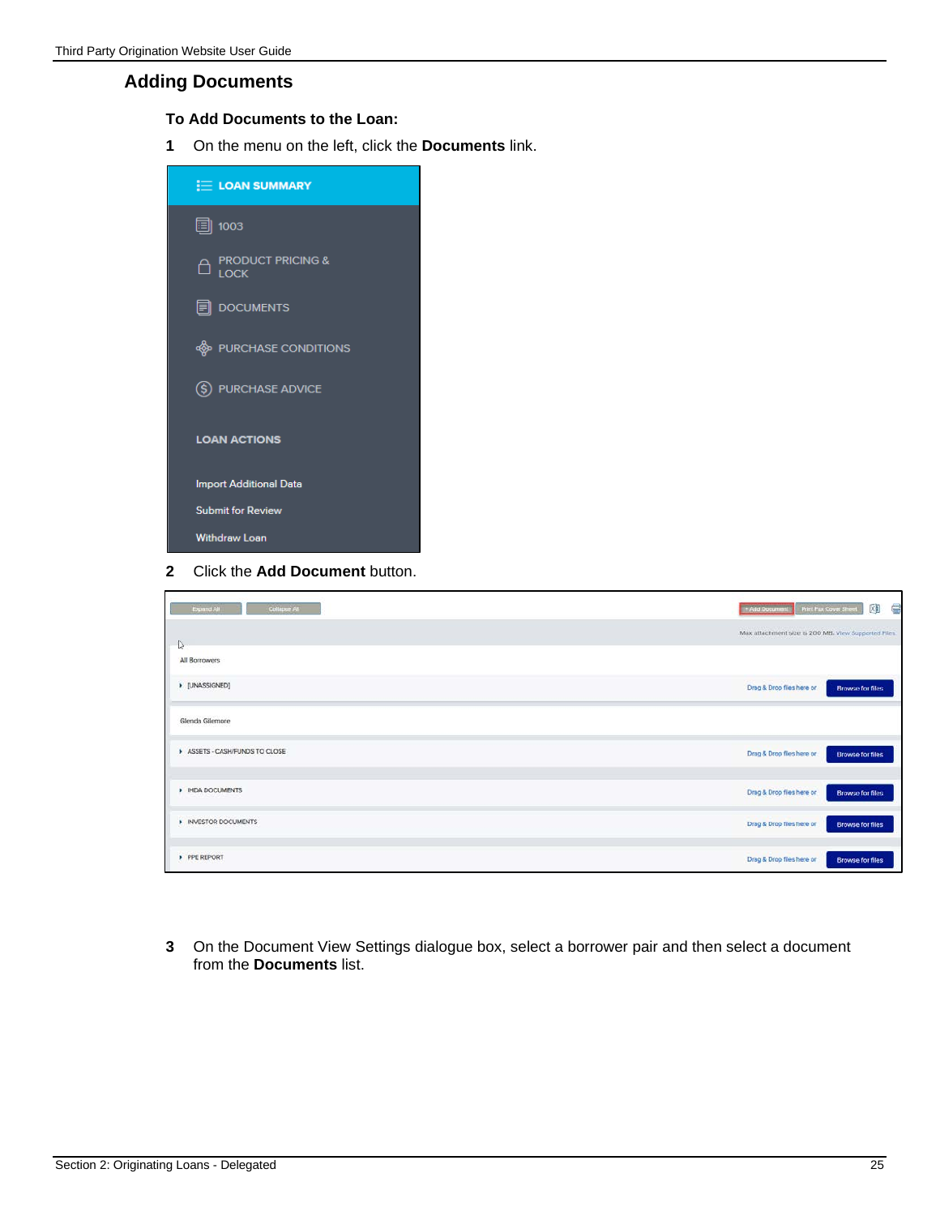## Adding Documents

**To Add Documents to the Loan:**

1. On the menu on the left, click the **Documents** link.

2. Click the **Add Document** button.

3. On the Document View Settings dialogue box, select a borrower pair and then select a document from the **Documents** list.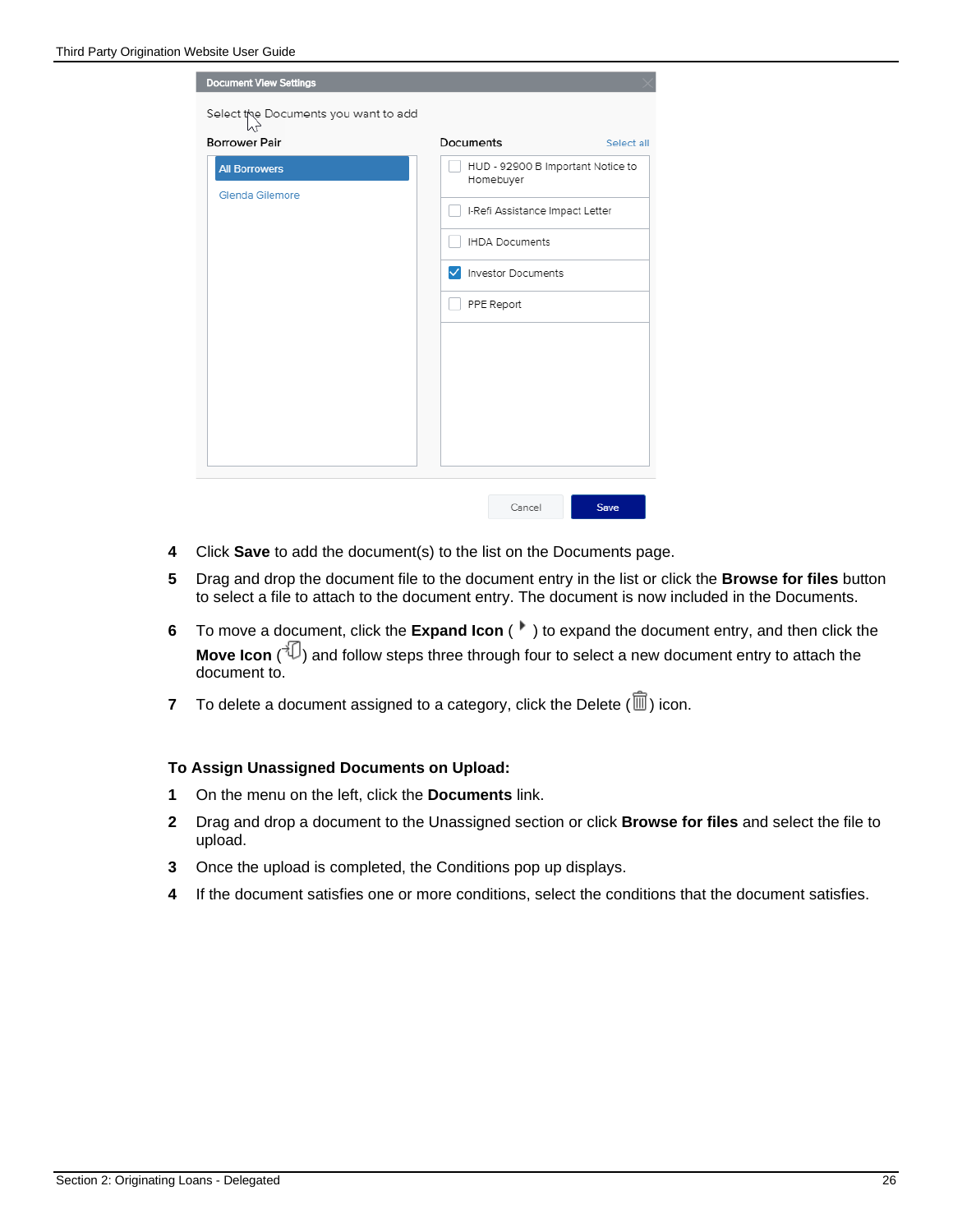4 Click **Save** to add the document(s) to the list on the Documents page.

5 Drag and drop the document file to the document entry in the list or click the **Browse for files** button to select a file to attach to the document entry. The document is now included in the Documents.

6 To move a document, click the **Expand Icon** ( ) to expand the document entry, and then click the **Move Icon** ( ) and follow steps three through four to select a new document entry to attach the document to.

7 To delete a document assigned to a category, click the Delete ( ) icon.

**To Assign Unassigned Documents on Upload:**

1 On the menu on the left, click the **Documents** link.

2 Drag and drop a document to the Unassigned section or click **Browse for files** and select the file to upload.

3 Once the upload is completed, the Conditions pop up displays.

4 If the document satisfies one or more conditions, select the conditions that the document satisfies.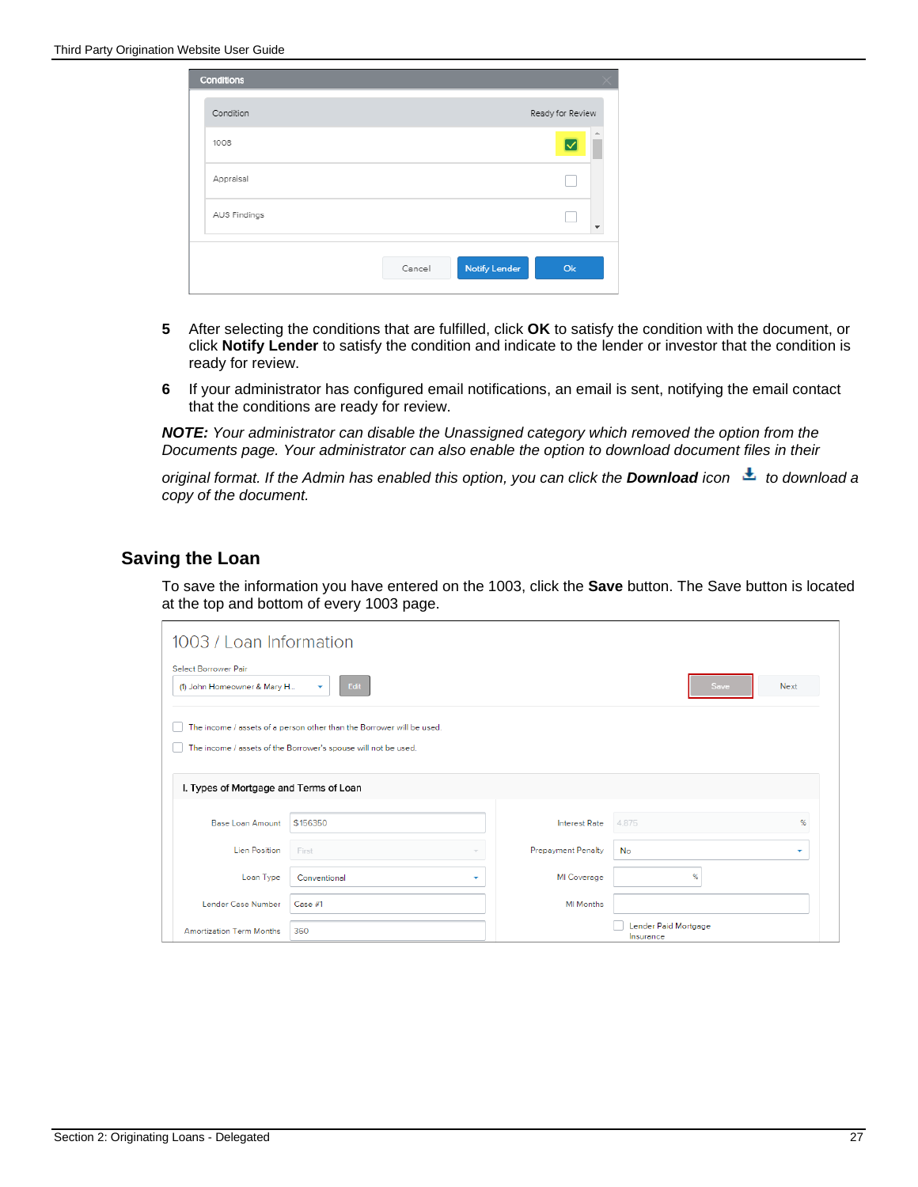5. After selecting the conditions that are fulfilled, click **OK** to satisfy the condition with the document, or click **Notify Lender** to satisfy the condition and indicate to the lender or investor that the condition is ready for review.

6. If your administrator has configured email notifications, an email is sent, notifying the email contact that the conditions are ready for review.

***NOTE:*** *Your administrator can disable the Unassigned category which removed the option from the Documents page. Your administrator can also enable the option to download document files in their original format. If the Admin has enabled this option, you can click the* ***Download*** *icon to download a copy of the document.*

## Saving the Loan

To save the information you have entered on the 1003, click the **Save** button. The Save button is located at the top and bottom of every 1003 page.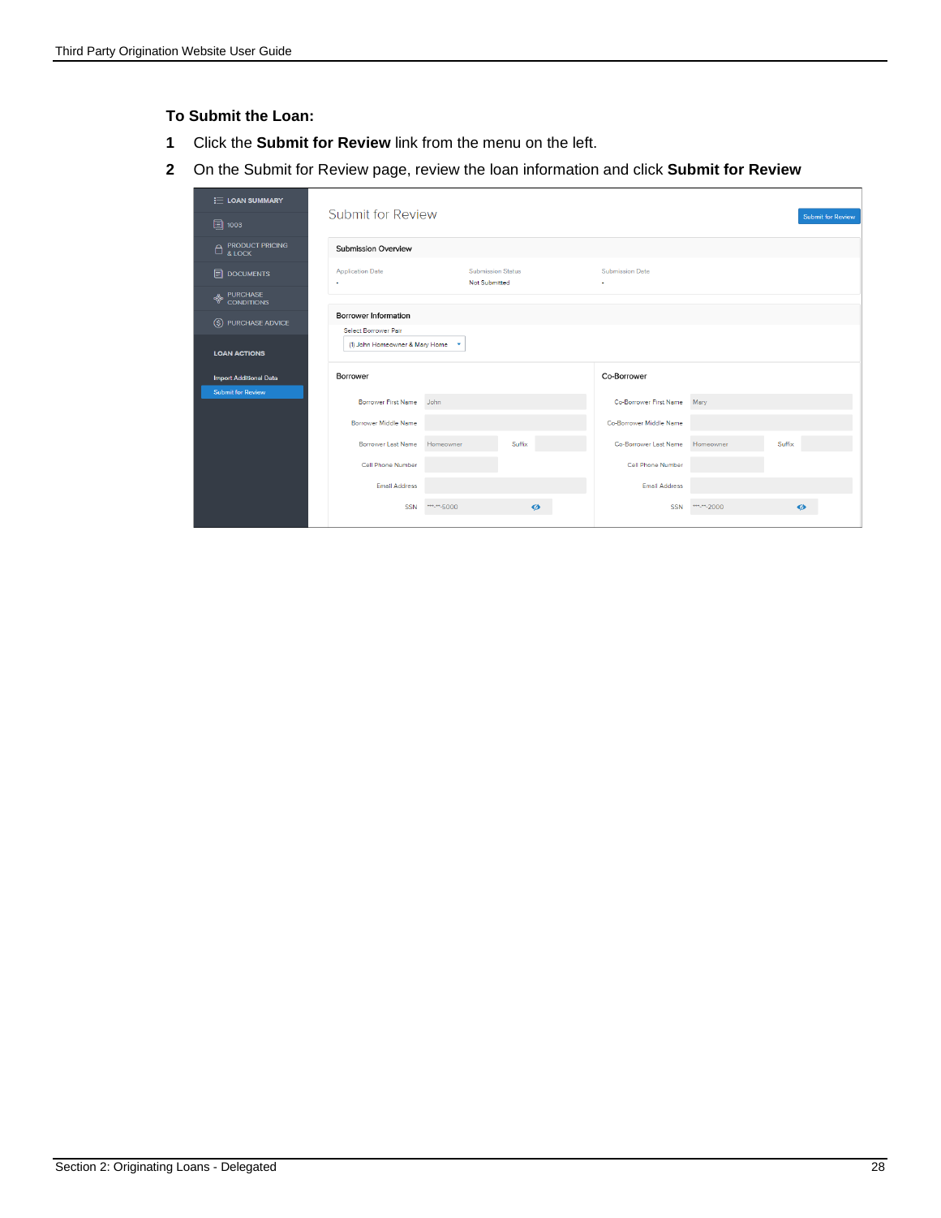**To Submit the Loan:**

1. Click the **Submit for Review** link from the menu on the left.
2. On the Submit for Review page, review the loan information and click **Submit for Review**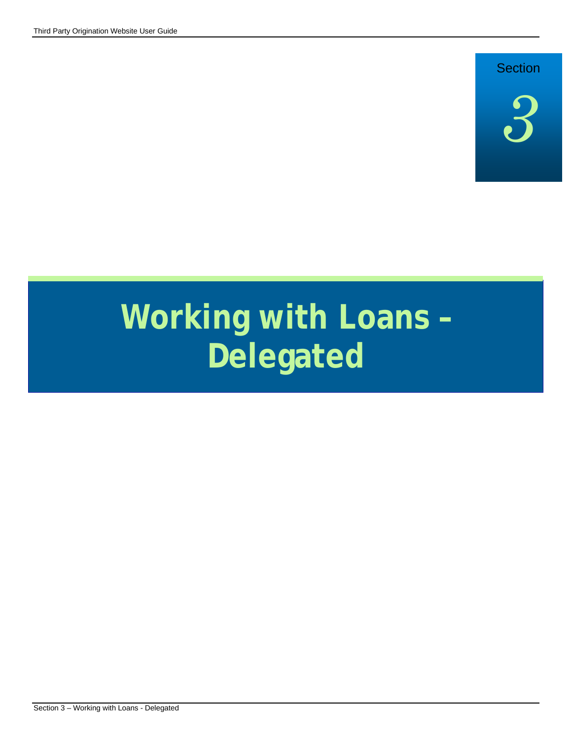Section

3

# Working with Loans – Delegated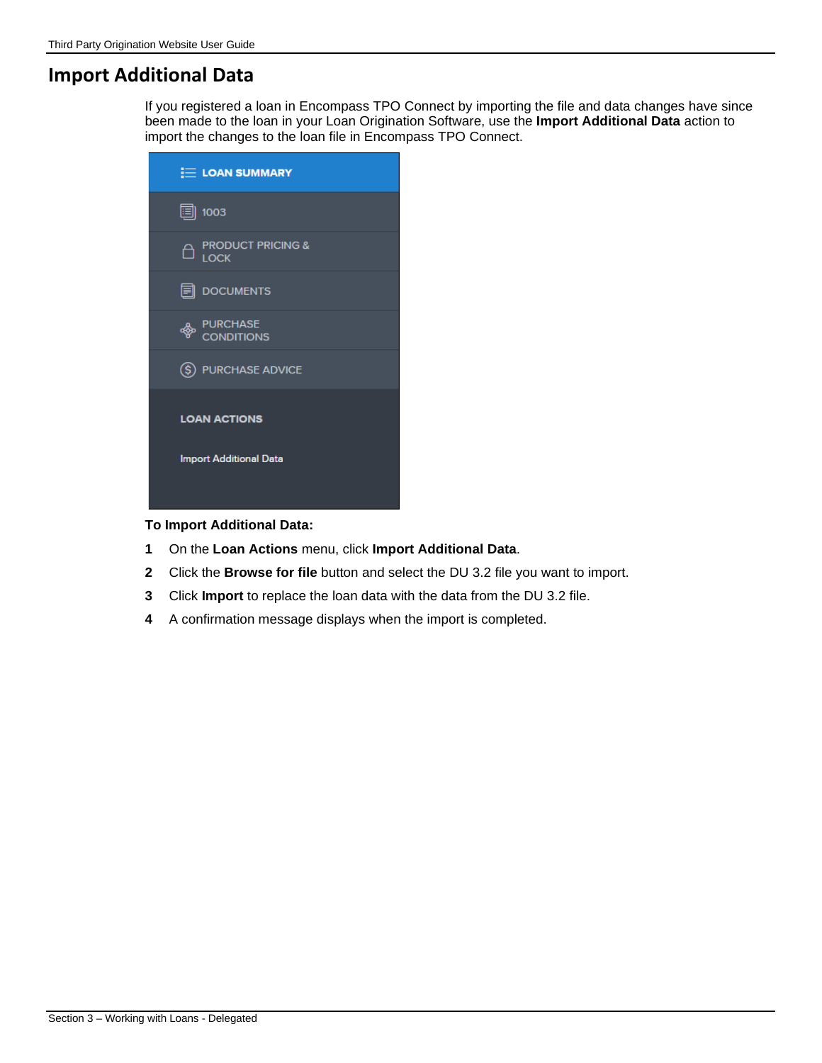# Import Additional Data

If you registered a loan in Encompass TPO Connect by importing the file and data changes have since been made to the loan in your Loan Origination Software, use the **Import Additional Data** action to import the changes to the loan file in Encompass TPO Connect.

**To Import Additional Data:**

1. On the **Loan Actions** menu, click **Import Additional Data**.
2. Click the **Browse for file** button and select the DU 3.2 file you want to import.
3. Click **Import** to replace the loan data with the data from the DU 3.2 file.
4. A confirmation message displays when the import is completed.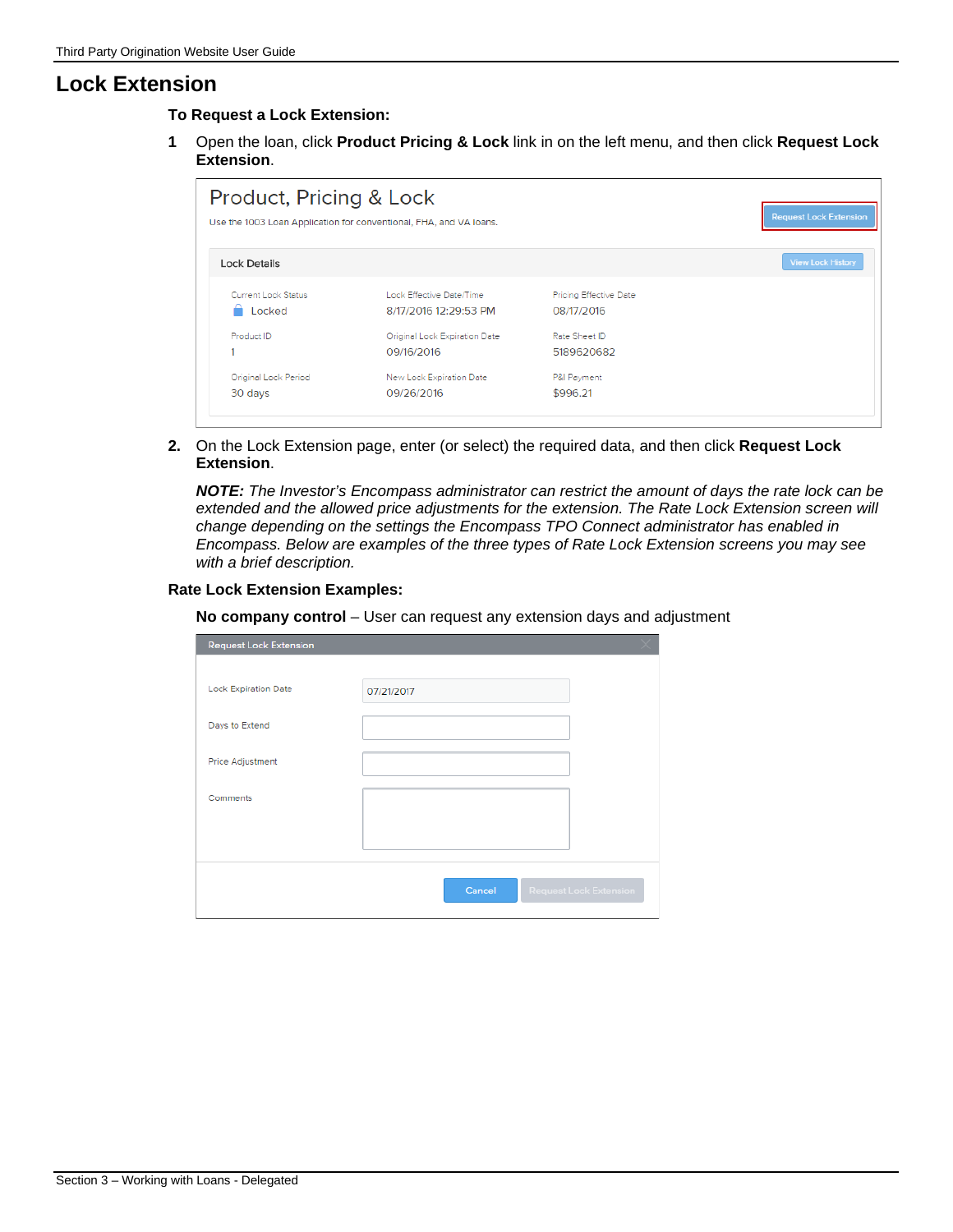# Lock Extension

**To Request a Lock Extension:**

1 Open the loan, click **Product Pricing & Lock** link in on the left menu, and then click **Request Lock Extension**.

2. On the Lock Extension page, enter (or select) the required data, and then click **Request Lock Extension**.

   ***NOTE:*** *The Investor's Encompass administrator can restrict the amount of days the rate lock can be extended and the allowed price adjustments for the extension. The Rate Lock Extension screen will change depending on the settings the Encompass TPO Connect administrator has enabled in Encompass. Below are examples of the three types of Rate Lock Extension screens you may see with a brief description.*

**Rate Lock Extension Examples:**

**No company control** – User can request any extension days and adjustment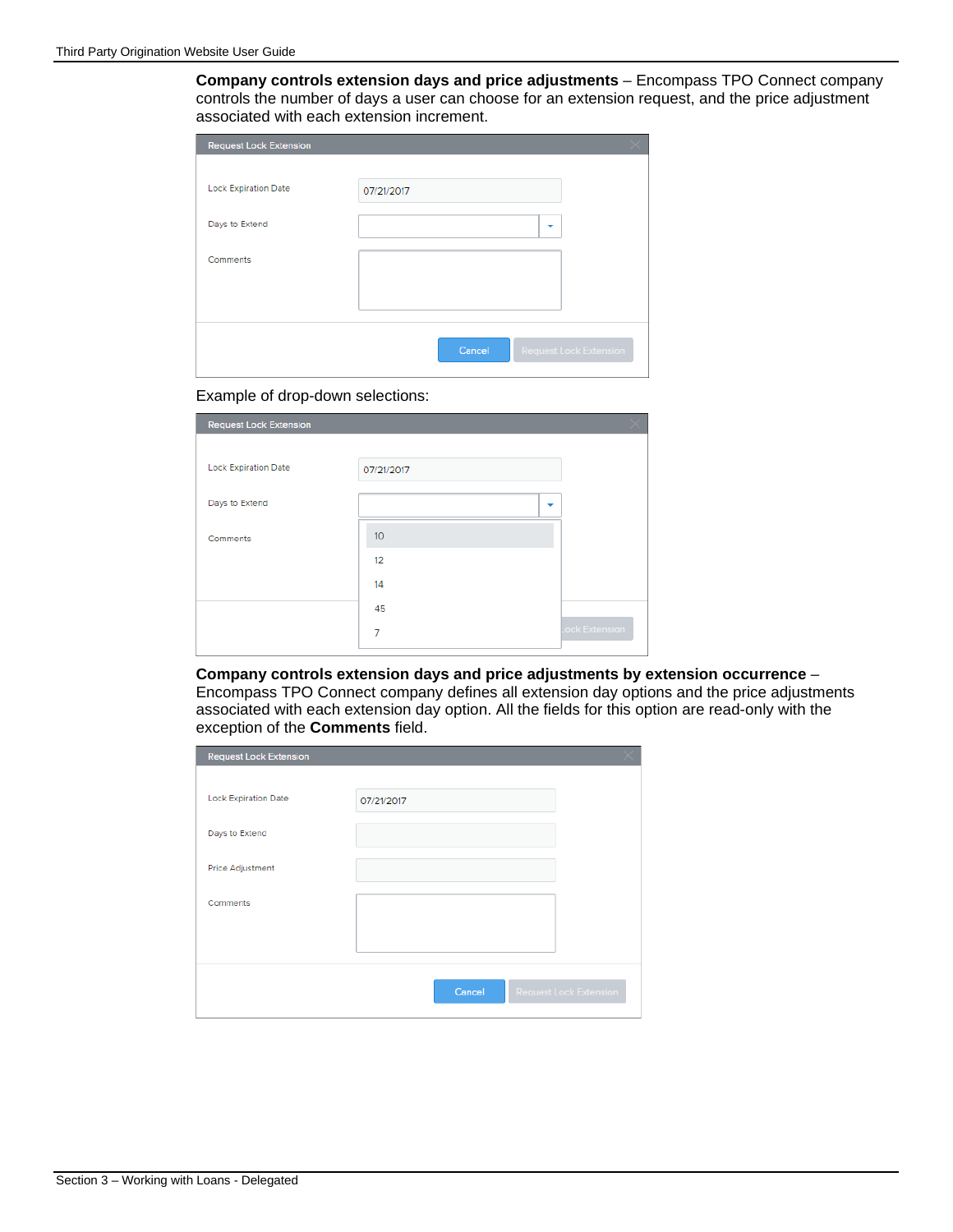**Company controls extension days and price adjustments** – Encompass TPO Connect company controls the number of days a user can choose for an extension request, and the price adjustment associated with each extension increment.

Request Lock Extension

Lock Expiration Date: 07/21/2017

Days to Extend

Comments

Cancel | Request Lock Extension

Example of drop-down selections:

Request Lock Extension

Lock Expiration Date: 07/21/2017

Days to Extend

Comments

10
12
14
45
7

**Company controls extension days and price adjustments by extension occurrence** – Encompass TPO Connect company defines all extension day options and the price adjustments associated with each extension day option. All the fields for this option are read-only with the exception of the **Comments** field.

Request Lock Extension

Lock Expiration Date: 07/21/2017

Days to Extend

Price Adjustment

Comments

Cancel | Request Lock Extension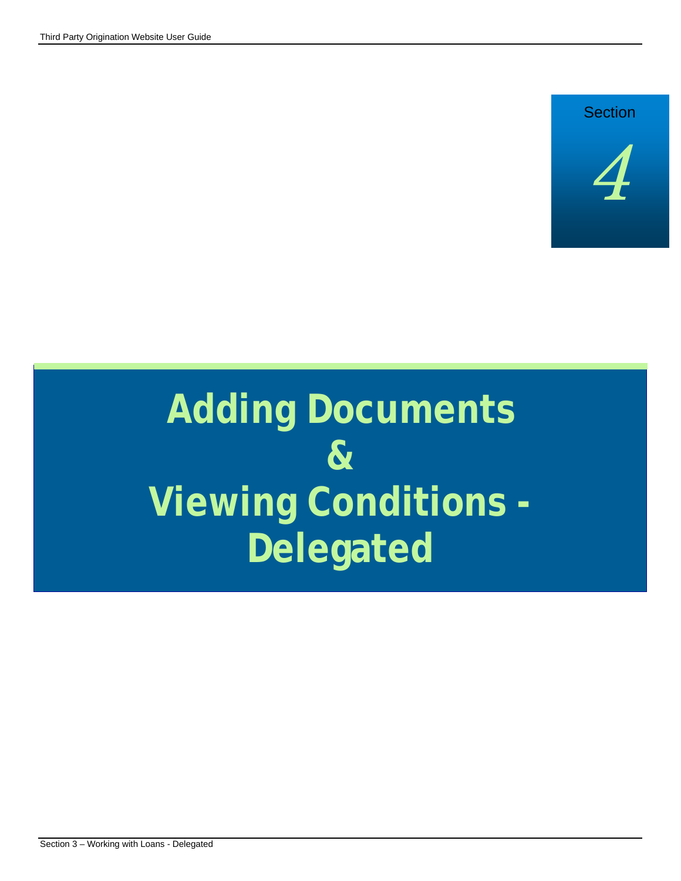Section

*4*

# Adding Documents & Viewing Conditions - Delegated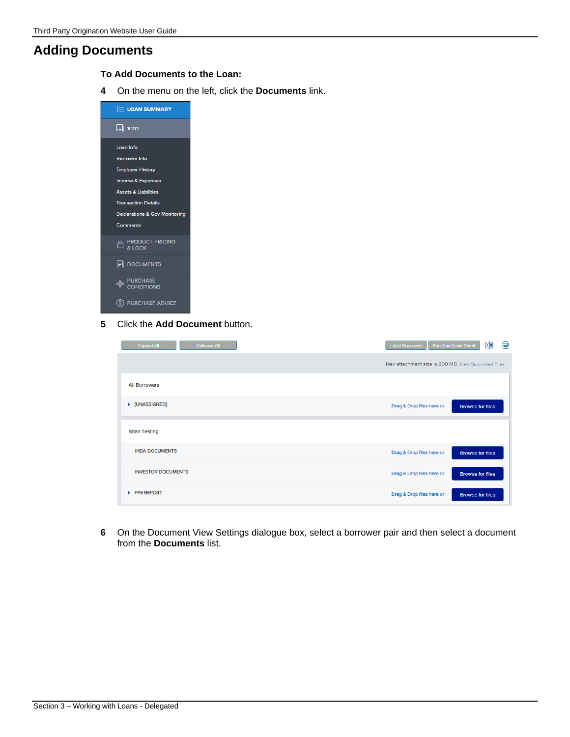# Adding Documents

**To Add Documents to the Loan:**

4 On the menu on the left, click the **Documents** link.

5 Click the **Add Document** button.

6 On the Document View Settings dialogue box, select a borrower pair and then select a document from the **Documents** list.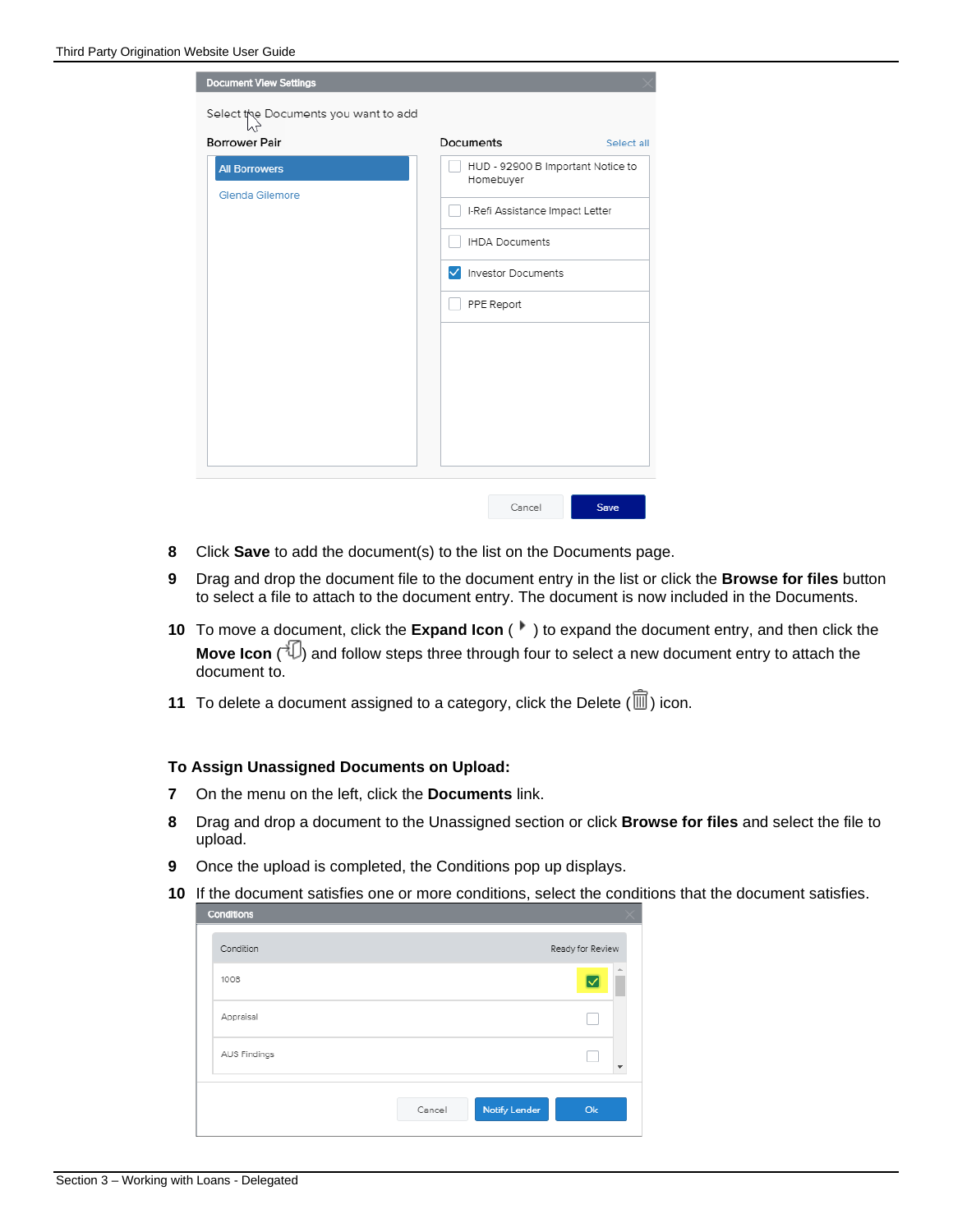8 Click **Save** to add the document(s) to the list on the Documents page.

9 Drag and drop the document file to the document entry in the list or click the **Browse for files** button to select a file to attach to the document entry. The document is now included in the Documents.

10 To move a document, click the **Expand Icon** ( ) to expand the document entry, and then click the **Move Icon** ( ) and follow steps three through four to select a new document entry to attach the document to.

11 To delete a document assigned to a category, click the Delete ( ) icon.

**To Assign Unassigned Documents on Upload:**

7 On the menu on the left, click the **Documents** link.

8 Drag and drop a document to the Unassigned section or click **Browse for files** and select the file to upload.

9 Once the upload is completed, the Conditions pop up displays.

10 If the document satisfies one or more conditions, select the conditions that the document satisfies.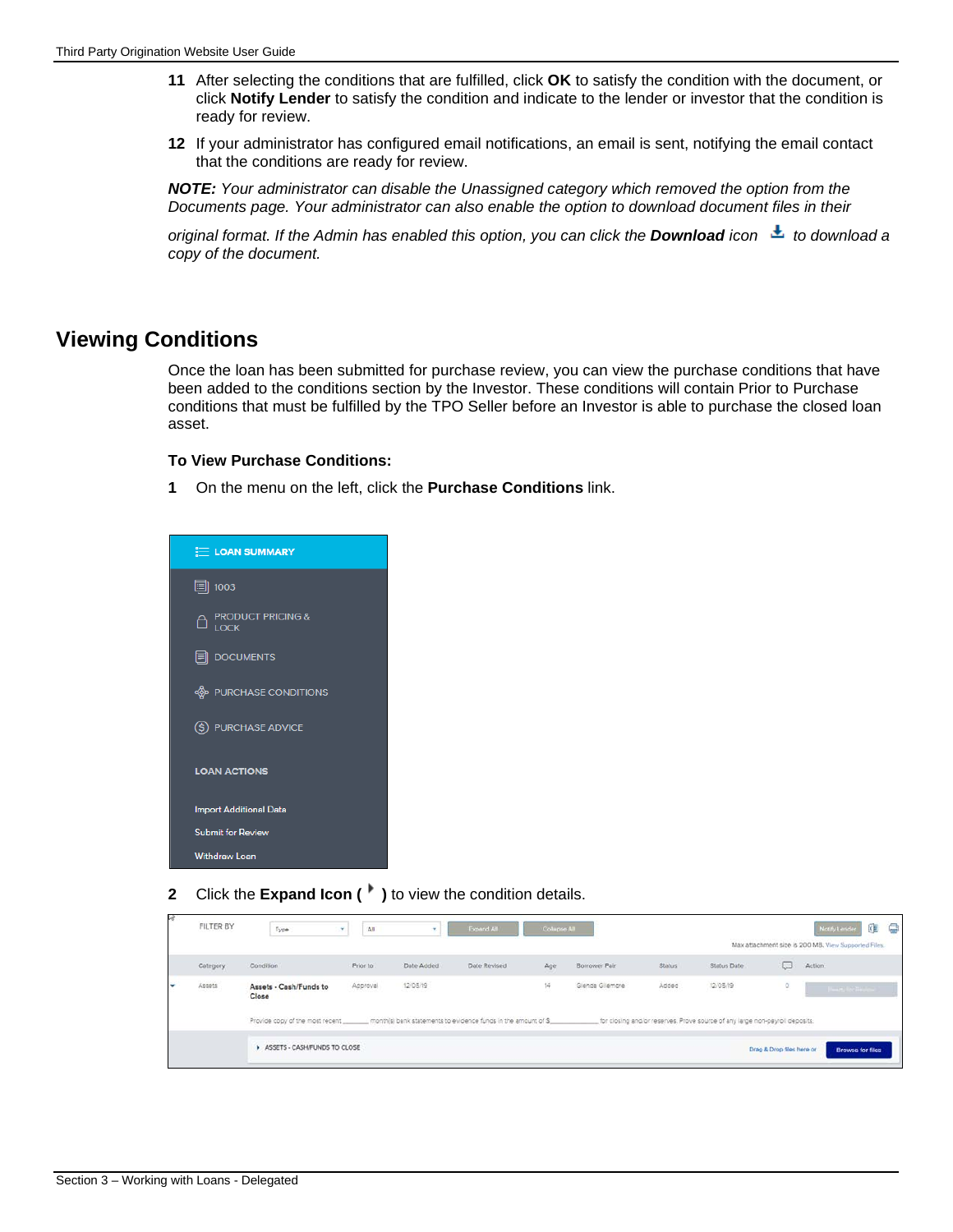**11** After selecting the conditions that are fulfilled, click **OK** to satisfy the condition with the document, or click **Notify Lender** to satisfy the condition and indicate to the lender or investor that the condition is ready for review.

**12** If your administrator has configured email notifications, an email is sent, notifying the email contact that the conditions are ready for review.

***NOTE:*** *Your administrator can disable the Unassigned category which removed the option from the Documents page. Your administrator can also enable the option to download document files in their original format. If the Admin has enabled this option, you can click the* ***Download*** *icon to download a copy of the document.*

## Viewing Conditions

Once the loan has been submitted for purchase review, you can view the purchase conditions that have been added to the conditions section by the Investor. These conditions will contain Prior to Purchase conditions that must be fulfilled by the TPO Seller before an Investor is able to purchase the closed loan asset.

### To View Purchase Conditions:

**1** On the menu on the left, click the **Purchase Conditions** link.

**2** Click the **Expand Icon ( )** to view the condition details.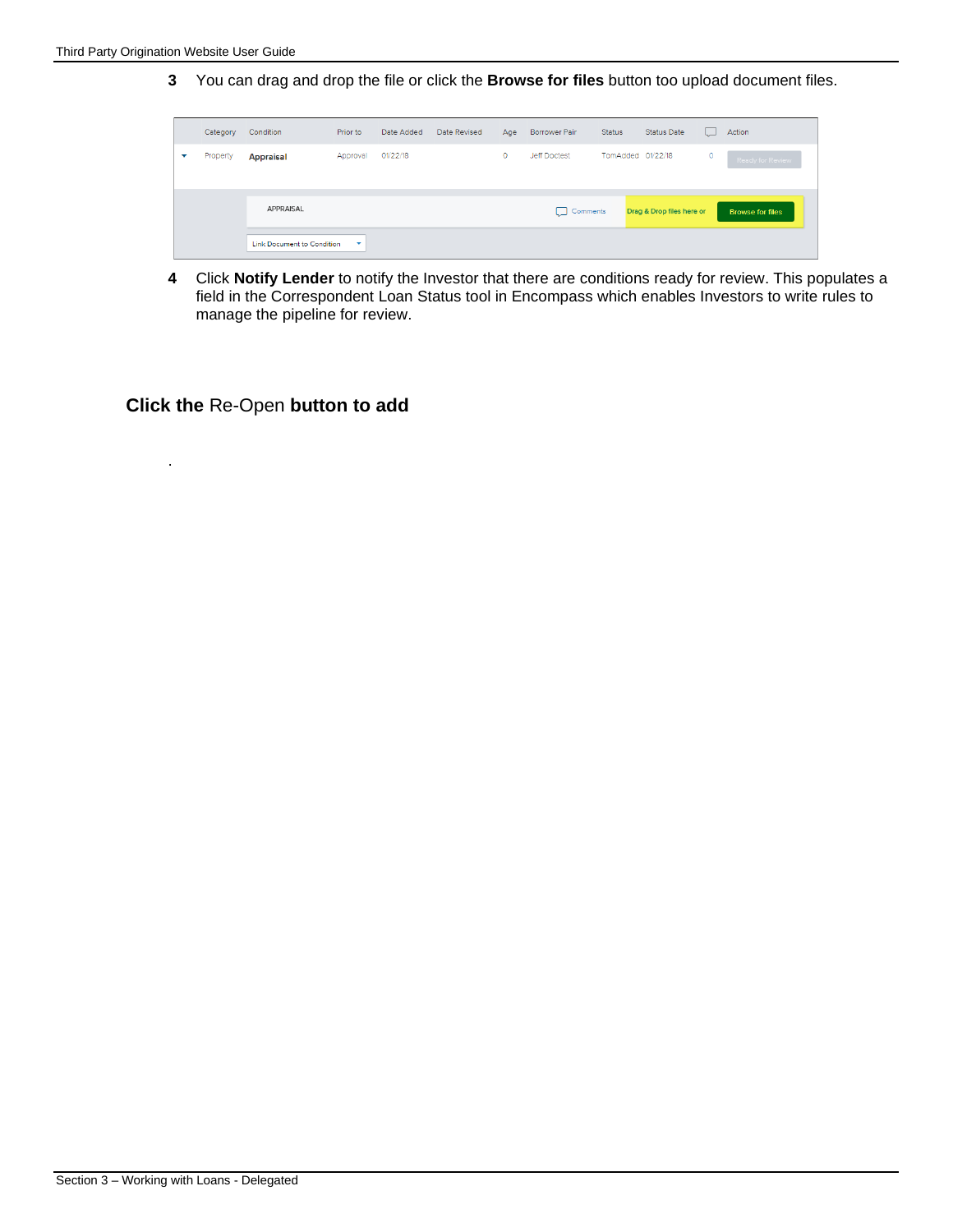3 You can drag and drop the file or click the **Browse for files** button too upload document files.

| | Category | Condition | Prior to | Date Added | Date Revised | Age | Borrower Pair | Status | Status Date | | Action |
|---|---|---|---|---|---|---|---|---|---|---|---|
| ▾ | Property | **Appraisal** | Approval | 01/22/18 | | 0 | Jeff Doctest | TomAdded | 01/22/18 | 0 | Ready for Review |

APPRAISAL — Comments — Drag & Drop files here or — Browse for files

Link Document to Condition

4 Click **Notify Lender** to notify the Investor that there are conditions ready for review. This populates a field in the Correspondent Loan Status tool in Encompass which enables Investors to write rules to manage the pipeline for review.

### **Click the** Re-Open **button to add**

.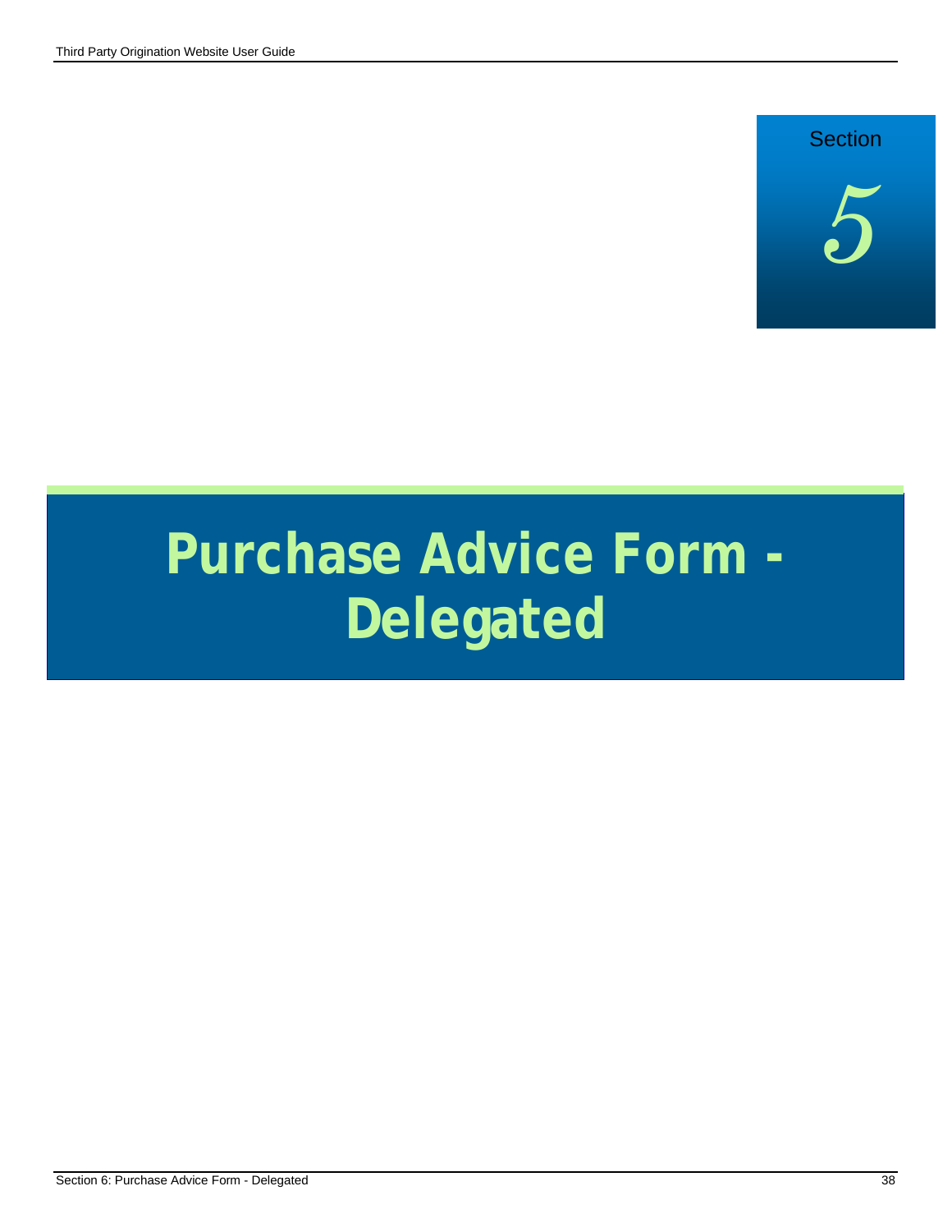Section

5

# Purchase Advice Form - Delegated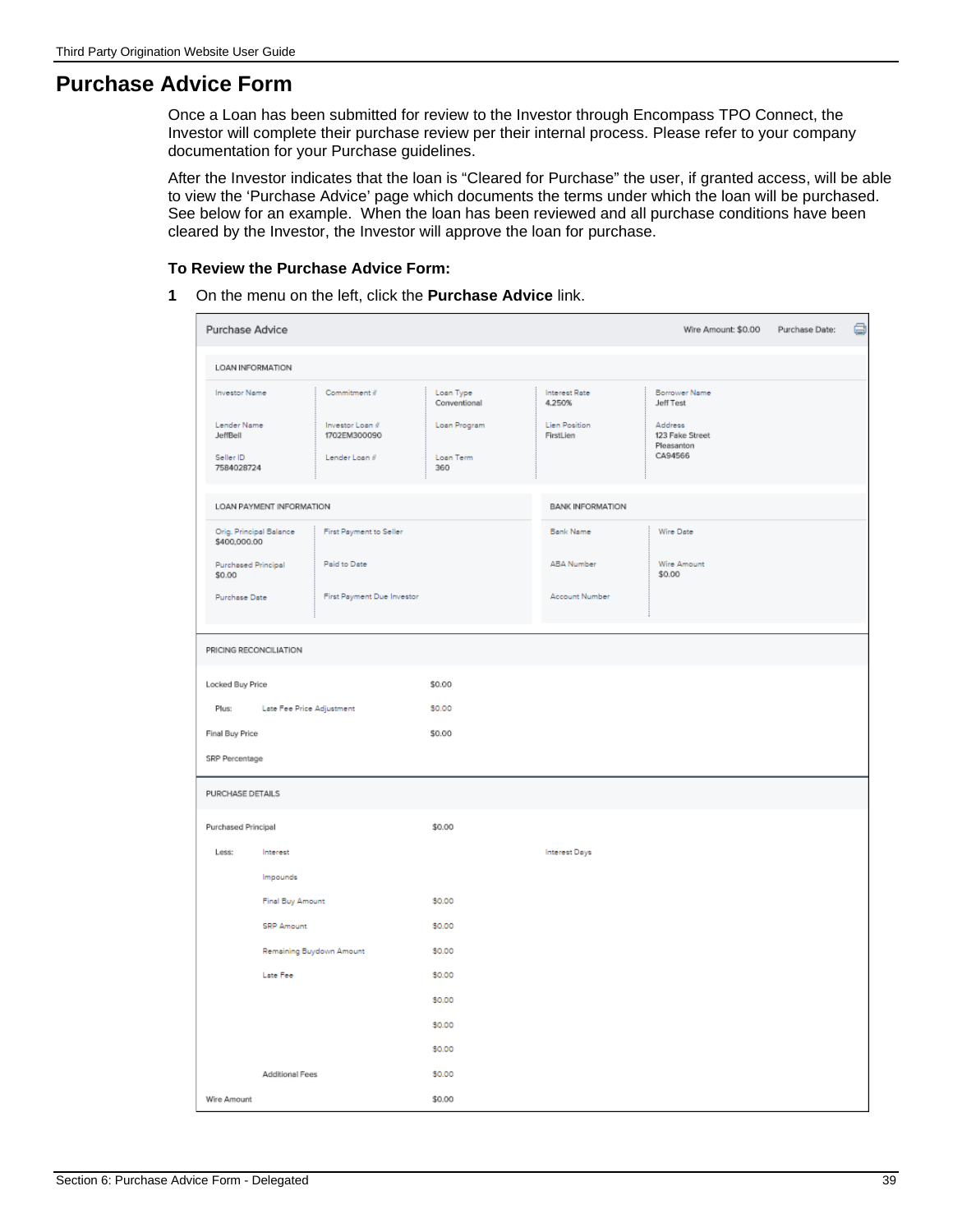# Purchase Advice Form

Once a Loan has been submitted for review to the Investor through Encompass TPO Connect, the Investor will complete their purchase review per their internal process. Please refer to your company documentation for your Purchase guidelines.

After the Investor indicates that the loan is "Cleared for Purchase" the user, if granted access, will be able to view the 'Purchase Advice' page which documents the terms under which the loan will be purchased. See below for an example. When the loan has been reviewed and all purchase conditions have been cleared by the Investor, the Investor will approve the loan for purchase.

**To Review the Purchase Advice Form:**

**1** On the menu on the left, click the **Purchase Advice** link.

Purchase Advice    Wire Amount: $0.00    Purchase Date:

LOAN INFORMATION

| | | | | |
|---|---|---|---|---|
| Investor Name | Commitment # | Loan Type<br>Conventional | Interest Rate<br>4.250% | Borrower Name<br>Jeff Test |
| Lender Name<br>JeffBell | Investor Loan #<br>1702EM300090 | Loan Program | Lien Position<br>FirstLien | Address<br>123 Fake Street<br>Pleasanton<br>CA94566 |
| Seller ID<br>7584028724 | Lender Loan # | Loan Term<br>360 | | |

LOAN PAYMENT INFORMATION

| | |
|---|---|
| Orig. Principal Balance<br>$400,000.00 | First Payment to Seller |
| Purchased Principal<br>$0.00 | Paid to Date |
| Purchase Date | First Payment Due Investor |

BANK INFORMATION

| | |
|---|---|
| Bank Name | Wire Date |
| ABA Number | Wire Amount<br>$0.00 |
| Account Number | |

PRICING RECONCILIATION

| | | |
|---|---|---|
| Locked Buy Price | | $0.00 |
| Plus: | Late Fee Price Adjustment | $0.00 |
| Final Buy Price | | $0.00 |
| SRP Percentage | | |

PURCHASE DETAILS

| | | | |
|---|---|---|---|
| Purchased Principal | | $0.00 | |
| Less: | Interest | | Interest Days |
| | Impounds | | |
| | Final Buy Amount | $0.00 | |
| | SRP Amount | $0.00 | |
| | Remaining Buydown Amount | $0.00 | |
| | Late Fee | $0.00 | |
| | | $0.00 | |
| | | $0.00 | |
| | | $0.00 | |
| | Additional Fees | $0.00 | |
| Wire Amount | | $0.00 | |